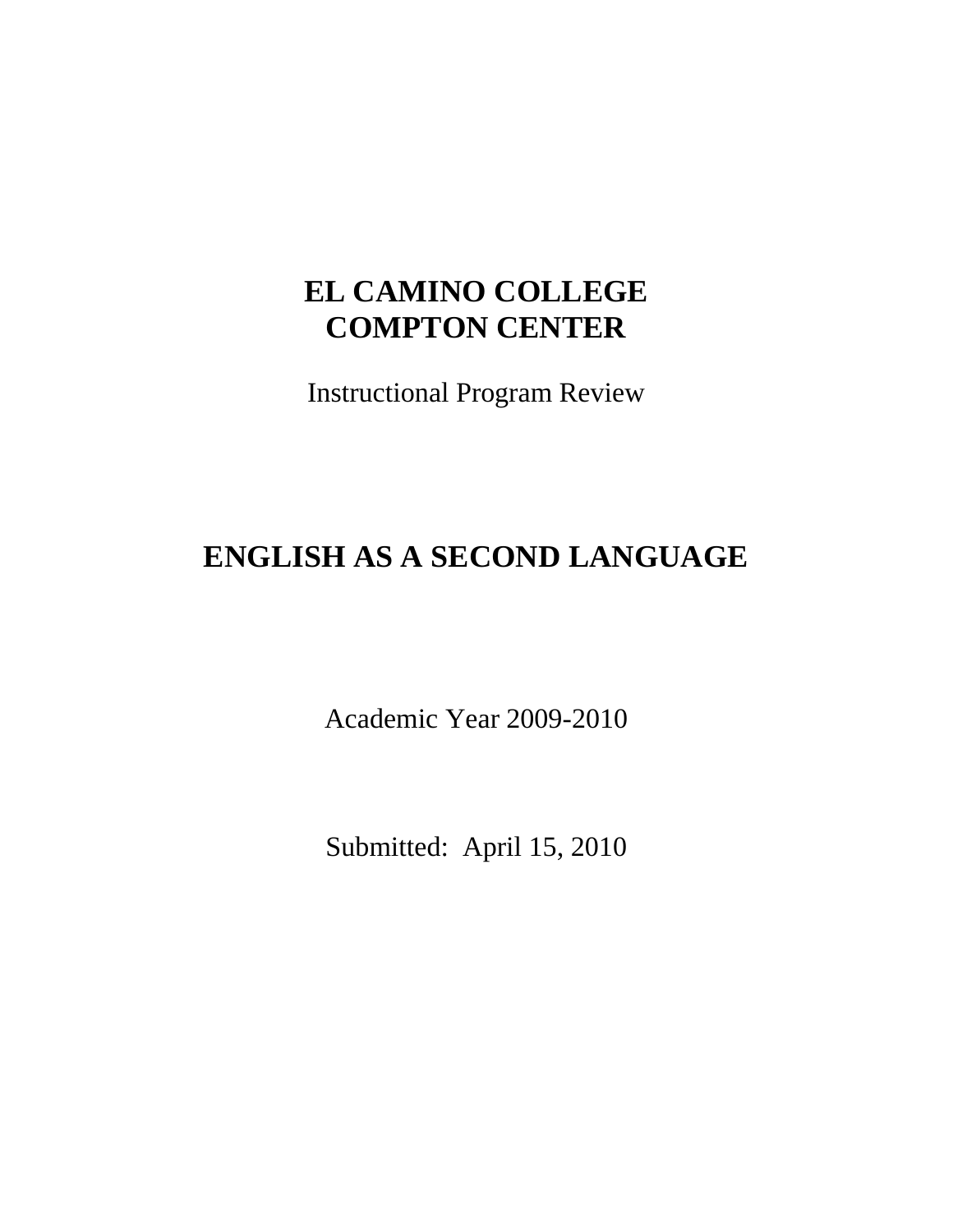# EL CAMINO COLLEGE
# COMPTON CENTER

Instructional Program Review

## ENGLISH AS A SECOND LANGUAGE

Academic Year 2009-2010

Submitted: April 15, 2010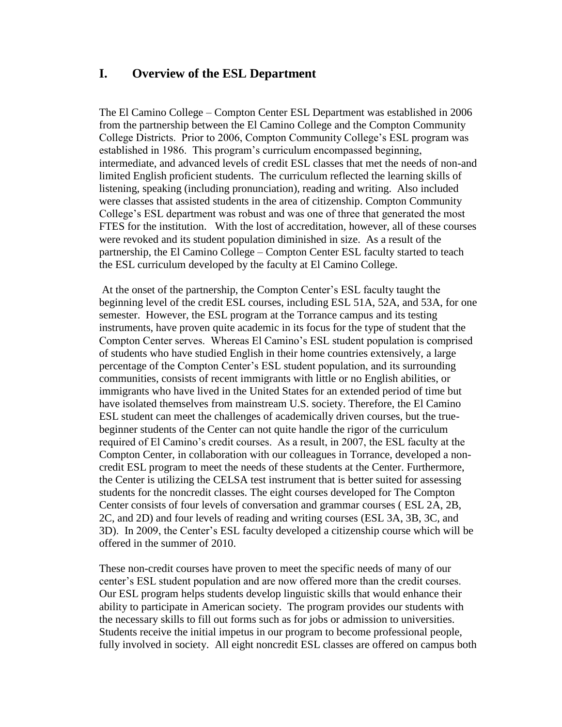## I. Overview of the ESL Department

The El Camino College – Compton Center ESL Department was established in 2006 from the partnership between the El Camino College and the Compton Community College Districts. Prior to 2006, Compton Community College's ESL program was established in 1986. This program's curriculum encompassed beginning, intermediate, and advanced levels of credit ESL classes that met the needs of non-and limited English proficient students. The curriculum reflected the learning skills of listening, speaking (including pronunciation), reading and writing. Also included were classes that assisted students in the area of citizenship. Compton Community College's ESL department was robust and was one of three that generated the most FTES for the institution. With the lost of accreditation, however, all of these courses were revoked and its student population diminished in size. As a result of the partnership, the El Camino College – Compton Center ESL faculty started to teach the ESL curriculum developed by the faculty at El Camino College.

At the onset of the partnership, the Compton Center's ESL faculty taught the beginning level of the credit ESL courses, including ESL 51A, 52A, and 53A, for one semester. However, the ESL program at the Torrance campus and its testing instruments, have proven quite academic in its focus for the type of student that the Compton Center serves. Whereas El Camino's ESL student population is comprised of students who have studied English in their home countries extensively, a large percentage of the Compton Center's ESL student population, and its surrounding communities, consists of recent immigrants with little or no English abilities, or immigrants who have lived in the United States for an extended period of time but have isolated themselves from mainstream U.S. society. Therefore, the El Camino ESL student can meet the challenges of academically driven courses, but the true-beginner students of the Center can not quite handle the rigor of the curriculum required of El Camino's credit courses. As a result, in 2007, the ESL faculty at the Compton Center, in collaboration with our colleagues in Torrance, developed a non-credit ESL program to meet the needs of these students at the Center. Furthermore, the Center is utilizing the CELSA test instrument that is better suited for assessing students for the noncredit classes. The eight courses developed for The Compton Center consists of four levels of conversation and grammar courses ( ESL 2A, 2B, 2C, and 2D) and four levels of reading and writing courses (ESL 3A, 3B, 3C, and 3D). In 2009, the Center's ESL faculty developed a citizenship course which will be offered in the summer of 2010.

These non-credit courses have proven to meet the specific needs of many of our center's ESL student population and are now offered more than the credit courses. Our ESL program helps students develop linguistic skills that would enhance their ability to participate in American society. The program provides our students with the necessary skills to fill out forms such as for jobs or admission to universities. Students receive the initial impetus in our program to become professional people, fully involved in society. All eight noncredit ESL classes are offered on campus both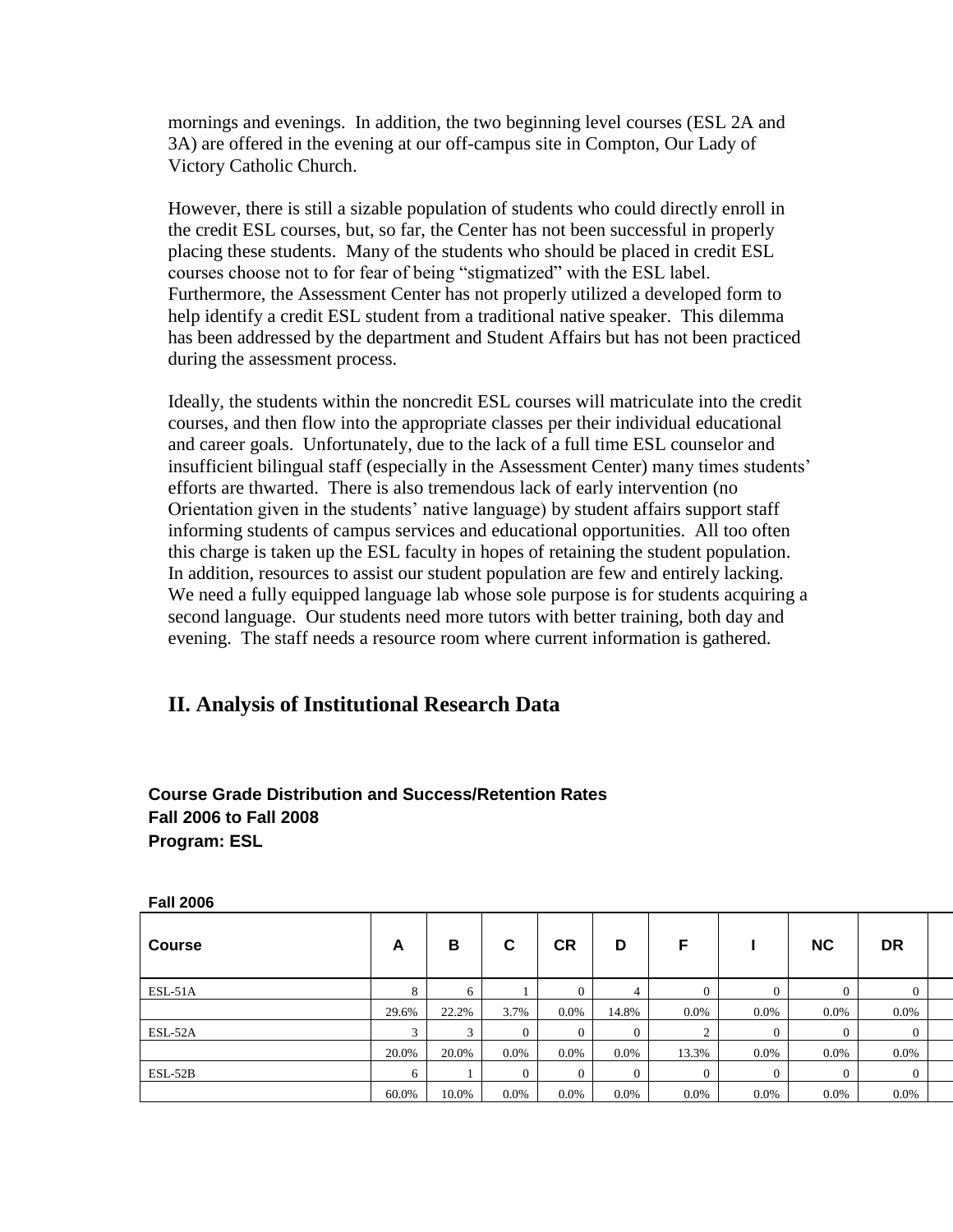mornings and evenings. In addition, the two beginning level courses (ESL 2A and 3A) are offered in the evening at our off-campus site in Compton, Our Lady of Victory Catholic Church.

However, there is still a sizable population of students who could directly enroll in the credit ESL courses, but, so far, the Center has not been successful in properly placing these students. Many of the students who should be placed in credit ESL courses choose not to for fear of being "stigmatized" with the ESL label. Furthermore, the Assessment Center has not properly utilized a developed form to help identify a credit ESL student from a traditional native speaker. This dilemma has been addressed by the department and Student Affairs but has not been practiced during the assessment process.

Ideally, the students within the noncredit ESL courses will matriculate into the credit courses, and then flow into the appropriate classes per their individual educational and career goals. Unfortunately, due to the lack of a full time ESL counselor and insufficient bilingual staff (especially in the Assessment Center) many times students' efforts are thwarted. There is also tremendous lack of early intervention (no Orientation given in the students' native language) by student affairs support staff informing students of campus services and educational opportunities. All too often this charge is taken up the ESL faculty in hopes of retaining the student population. In addition, resources to assist our student population are few and entirely lacking. We need a fully equipped language lab whose sole purpose is for students acquiring a second language. Our students need more tutors with better training, both day and evening. The staff needs a resource room where current information is gathered.

## II. Analysis of Institutional Research Data

**Course Grade Distribution and Success/Retention Rates**
**Fall 2006 to Fall 2008**
**Program: ESL**

**Fall 2006**

| Course | A | B | C | CR | D | F | I | NC | DR |
|---|---|---|---|---|---|---|---|---|---|
| ESL-51A | 8 | 6 | 1 | 0 | 4 | 0 | 0 | 0 | 0 |
| | 29.6% | 22.2% | 3.7% | 0.0% | 14.8% | 0.0% | 0.0% | 0.0% | 0.0% |
| ESL-52A | 3 | 3 | 0 | 0 | 0 | 2 | 0 | 0 | 0 |
| | 20.0% | 20.0% | 0.0% | 0.0% | 0.0% | 13.3% | 0.0% | 0.0% | 0.0% |
| ESL-52B | 6 | 1 | 0 | 0 | 0 | 0 | 0 | 0 | 0 |
| | 60.0% | 10.0% | 0.0% | 0.0% | 0.0% | 0.0% | 0.0% | 0.0% | 0.0% |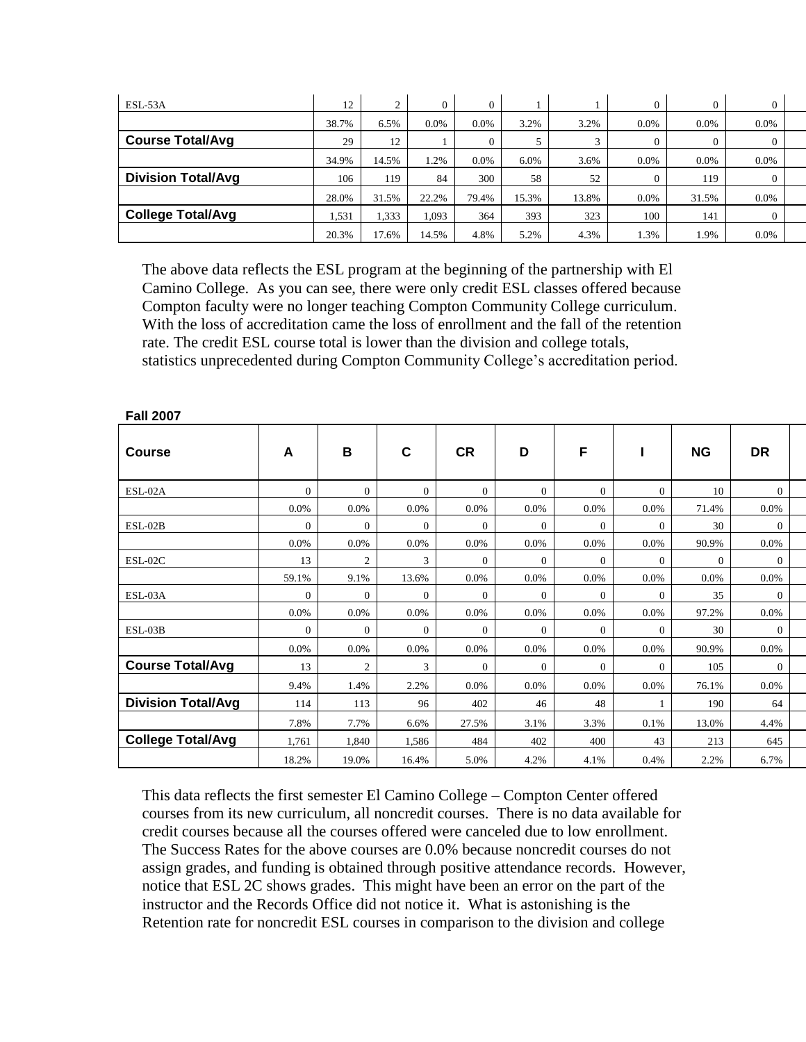| | | | | | | | | | | |
|---|---|---|---|---|---|---|---|---|---|---|
| ESL-53A | 12 | 2 | 0 | 0 | 1 | 1 | 0 | 0 | 0 | |
| | 38.7% | 6.5% | 0.0% | 0.0% | 3.2% | 3.2% | 0.0% | 0.0% | 0.0% | |
| **Course Total/Avg** | 29 | 12 | 1 | 0 | 5 | 3 | 0 | 0 | 0 | |
| | 34.9% | 14.5% | 1.2% | 0.0% | 6.0% | 3.6% | 0.0% | 0.0% | 0.0% | |
| **Division Total/Avg** | 106 | 119 | 84 | 300 | 58 | 52 | 0 | 119 | 0 | |
| | 28.0% | 31.5% | 22.2% | 79.4% | 15.3% | 13.8% | 0.0% | 31.5% | 0.0% | |
| **College Total/Avg** | 1,531 | 1,333 | 1,093 | 364 | 393 | 323 | 100 | 141 | 0 | |
| | 20.3% | 17.6% | 14.5% | 4.8% | 5.2% | 4.3% | 1.3% | 1.9% | 0.0% | |

The above data reflects the ESL program at the beginning of the partnership with El Camino College. As you can see, there were only credit ESL classes offered because Compton faculty were no longer teaching Compton Community College curriculum. With the loss of accreditation came the loss of enrollment and the fall of the retention rate. The credit ESL course total is lower than the division and college totals, statistics unprecedented during Compton Community College's accreditation period.

**Fall 2007**

| Course | A | B | C | CR | D | F | I | NG | DR | |
|---|---|---|---|---|---|---|---|---|---|---|
| ESL-02A | 0 | 0 | 0 | 0 | 0 | 0 | 0 | 10 | 0 | |
| | 0.0% | 0.0% | 0.0% | 0.0% | 0.0% | 0.0% | 0.0% | 71.4% | 0.0% | |
| ESL-02B | 0 | 0 | 0 | 0 | 0 | 0 | 0 | 30 | 0 | |
| | 0.0% | 0.0% | 0.0% | 0.0% | 0.0% | 0.0% | 0.0% | 90.9% | 0.0% | |
| ESL-02C | 13 | 2 | 3 | 0 | 0 | 0 | 0 | 0 | 0 | |
| | 59.1% | 9.1% | 13.6% | 0.0% | 0.0% | 0.0% | 0.0% | 0.0% | 0.0% | |
| ESL-03A | 0 | 0 | 0 | 0 | 0 | 0 | 0 | 35 | 0 | |
| | 0.0% | 0.0% | 0.0% | 0.0% | 0.0% | 0.0% | 0.0% | 97.2% | 0.0% | |
| ESL-03B | 0 | 0 | 0 | 0 | 0 | 0 | 0 | 30 | 0 | |
| | 0.0% | 0.0% | 0.0% | 0.0% | 0.0% | 0.0% | 0.0% | 90.9% | 0.0% | |
| **Course Total/Avg** | 13 | 2 | 3 | 0 | 0 | 0 | 0 | 105 | 0 | |
| | 9.4% | 1.4% | 2.2% | 0.0% | 0.0% | 0.0% | 0.0% | 76.1% | 0.0% | |
| **Division Total/Avg** | 114 | 113 | 96 | 402 | 46 | 48 | 1 | 190 | 64 | |
| | 7.8% | 7.7% | 6.6% | 27.5% | 3.1% | 3.3% | 0.1% | 13.0% | 4.4% | |
| **College Total/Avg** | 1,761 | 1,840 | 1,586 | 484 | 402 | 400 | 43 | 213 | 645 | |
| | 18.2% | 19.0% | 16.4% | 5.0% | 4.2% | 4.1% | 0.4% | 2.2% | 6.7% | |

This data reflects the first semester El Camino College – Compton Center offered courses from its new curriculum, all noncredit courses. There is no data available for credit courses because all the courses offered were canceled due to low enrollment. The Success Rates for the above courses are 0.0% because noncredit courses do not assign grades, and funding is obtained through positive attendance records. However, notice that ESL 2C shows grades. This might have been an error on the part of the instructor and the Records Office did not notice it. What is astonishing is the Retention rate for noncredit ESL courses in comparison to the division and college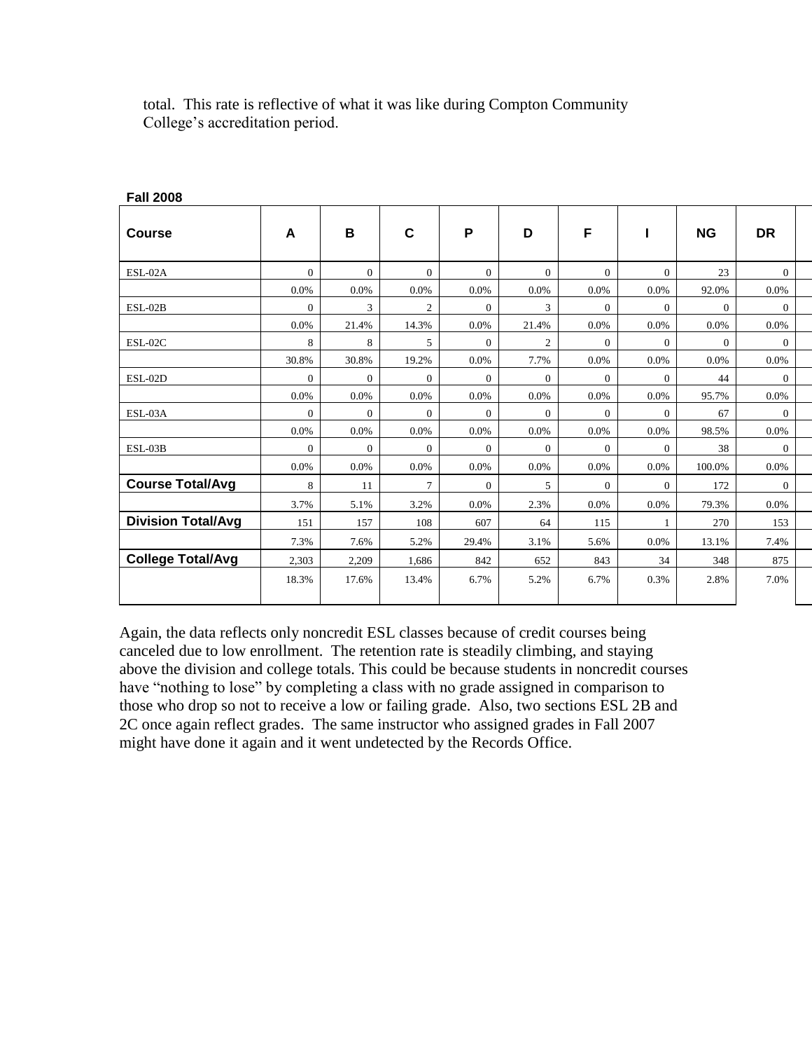total. This rate is reflective of what it was like during Compton Community College's accreditation period.

**Fall 2008**

| Course | A | B | C | P | D | F | I | NG | DR |
|---|---|---|---|---|---|---|---|---|---|
| ESL-02A | 0 | 0 | 0 | 0 | 0 | 0 | 0 | 23 | 0 |
| | 0.0% | 0.0% | 0.0% | 0.0% | 0.0% | 0.0% | 0.0% | 92.0% | 0.0% |
| ESL-02B | 0 | 3 | 2 | 0 | 3 | 0 | 0 | 0 | 0 |
| | 0.0% | 21.4% | 14.3% | 0.0% | 21.4% | 0.0% | 0.0% | 0.0% | 0.0% |
| ESL-02C | 8 | 8 | 5 | 0 | 2 | 0 | 0 | 0 | 0 |
| | 30.8% | 30.8% | 19.2% | 0.0% | 7.7% | 0.0% | 0.0% | 0.0% | 0.0% |
| ESL-02D | 0 | 0 | 0 | 0 | 0 | 0 | 0 | 44 | 0 |
| | 0.0% | 0.0% | 0.0% | 0.0% | 0.0% | 0.0% | 0.0% | 95.7% | 0.0% |
| ESL-03A | 0 | 0 | 0 | 0 | 0 | 0 | 0 | 67 | 0 |
| | 0.0% | 0.0% | 0.0% | 0.0% | 0.0% | 0.0% | 0.0% | 98.5% | 0.0% |
| ESL-03B | 0 | 0 | 0 | 0 | 0 | 0 | 0 | 38 | 0 |
| | 0.0% | 0.0% | 0.0% | 0.0% | 0.0% | 0.0% | 0.0% | 100.0% | 0.0% |
| **Course Total/Avg** | 8 | 11 | 7 | 0 | 5 | 0 | 0 | 172 | 0 |
| | 3.7% | 5.1% | 3.2% | 0.0% | 2.3% | 0.0% | 0.0% | 79.3% | 0.0% |
| **Division Total/Avg** | 151 | 157 | 108 | 607 | 64 | 115 | 1 | 270 | 153 |
| | 7.3% | 7.6% | 5.2% | 29.4% | 3.1% | 5.6% | 0.0% | 13.1% | 7.4% |
| **College Total/Avg** | 2,303 | 2,209 | 1,686 | 842 | 652 | 843 | 34 | 348 | 875 |
| | 18.3% | 17.6% | 13.4% | 6.7% | 5.2% | 6.7% | 0.3% | 2.8% | 7.0% |

Again, the data reflects only noncredit ESL classes because of credit courses being canceled due to low enrollment. The retention rate is steadily climbing, and staying above the division and college totals. This could be because students in noncredit courses have "nothing to lose" by completing a class with no grade assigned in comparison to those who drop so not to receive a low or failing grade. Also, two sections ESL 2B and 2C once again reflect grades. The same instructor who assigned grades in Fall 2007 might have done it again and it went undetected by the Records Office.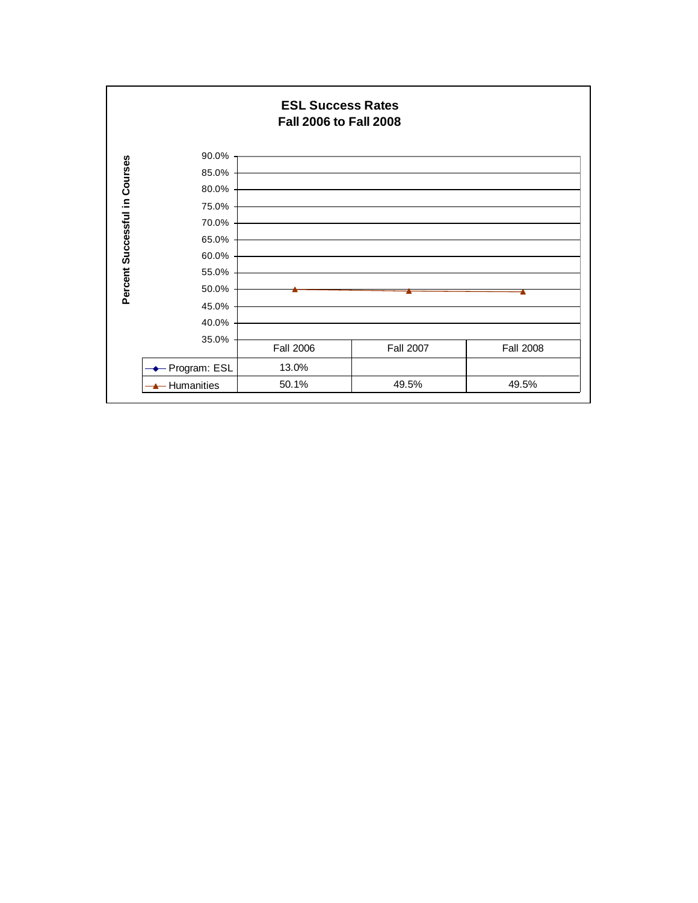**ESL Success Rates**
**Fall 2006 to Fall 2008**

Percent Successful in Courses

|  | Fall 2006 | Fall 2007 | Fall 2008 |
|---|---|---|---|
| Program: ESL | 13.0% | | |
| Humanities | 50.1% | 49.5% | 49.5% |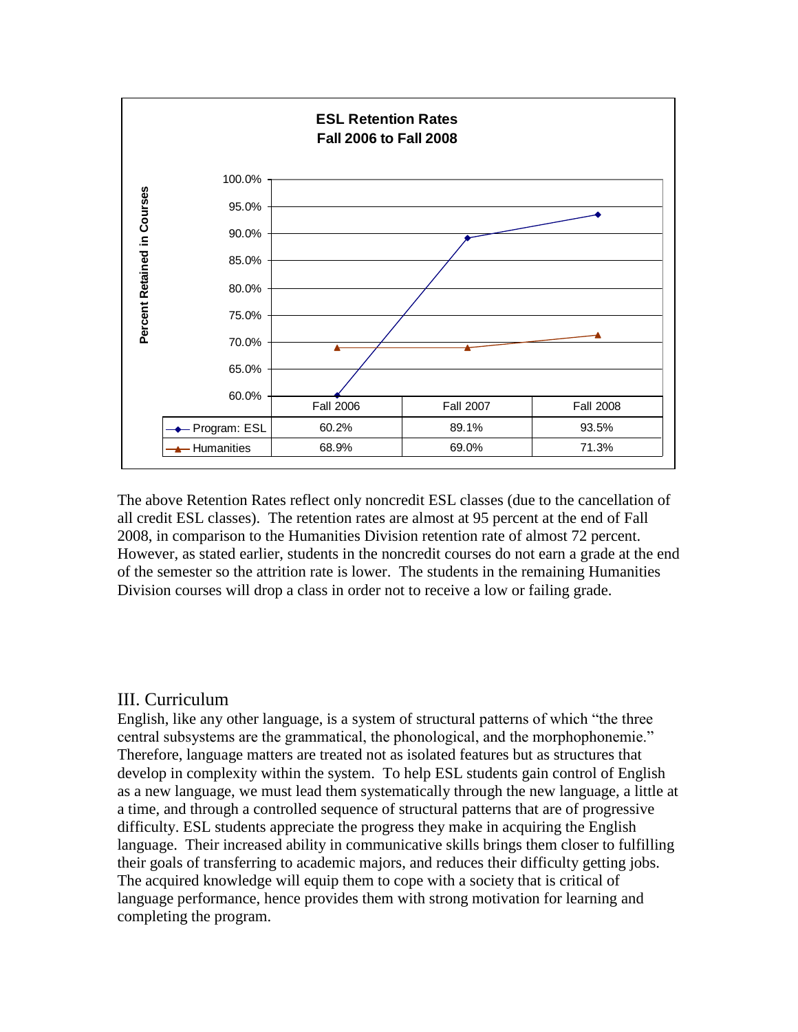**ESL Retention Rates**
**Fall 2006 to Fall 2008**

| | Fall 2006 | Fall 2007 | Fall 2008 |
|---|---|---|---|
| Program: ESL | 60.2% | 89.1% | 93.5% |
| Humanities | 68.9% | 69.0% | 71.3% |

The above Retention Rates reflect only noncredit ESL classes (due to the cancellation of all credit ESL classes). The retention rates are almost at 95 percent at the end of Fall 2008, in comparison to the Humanities Division retention rate of almost 72 percent. However, as stated earlier, students in the noncredit courses do not earn a grade at the end of the semester so the attrition rate is lower. The students in the remaining Humanities Division courses will drop a class in order not to receive a low or failing grade.

## III. Curriculum

English, like any other language, is a system of structural patterns of which "the three central subsystems are the grammatical, the phonological, and the morphophonemie." Therefore, language matters are treated not as isolated features but as structures that develop in complexity within the system. To help ESL students gain control of English as a new language, we must lead them systematically through the new language, a little at a time, and through a controlled sequence of structural patterns that are of progressive difficulty. ESL students appreciate the progress they make in acquiring the English language. Their increased ability in communicative skills brings them closer to fulfilling their goals of transferring to academic majors, and reduces their difficulty getting jobs. The acquired knowledge will equip them to cope with a society that is critical of language performance, hence provides them with strong motivation for learning and completing the program.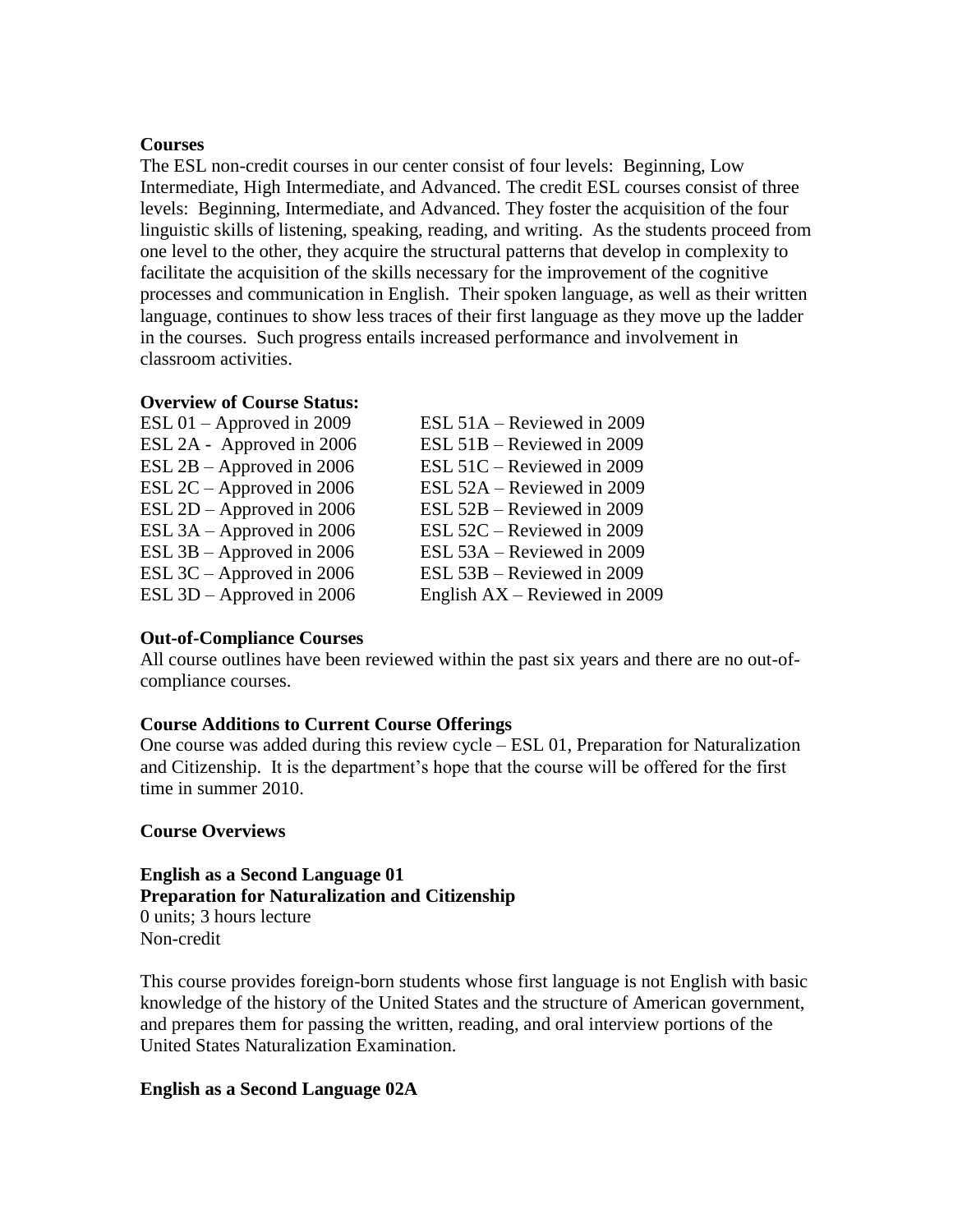**Courses**

The ESL non-credit courses in our center consist of four levels: Beginning, Low Intermediate, High Intermediate, and Advanced. The credit ESL courses consist of three levels: Beginning, Intermediate, and Advanced. They foster the acquisition of the four linguistic skills of listening, speaking, reading, and writing. As the students proceed from one level to the other, they acquire the structural patterns that develop in complexity to facilitate the acquisition of the skills necessary for the improvement of the cognitive processes and communication in English. Their spoken language, as well as their written language, continues to show less traces of their first language as they move up the ladder in the courses. Such progress entails increased performance and involvement in classroom activities.

**Overview of Course Status:**

| | |
|---|---|
| ESL 01 – Approved in 2009 | ESL 51A – Reviewed in 2009 |
| ESL 2A - Approved in 2006 | ESL 51B – Reviewed in 2009 |
| ESL 2B – Approved in 2006 | ESL 51C – Reviewed in 2009 |
| ESL 2C – Approved in 2006 | ESL 52A – Reviewed in 2009 |
| ESL 2D – Approved in 2006 | ESL 52B – Reviewed in 2009 |
| ESL 3A – Approved in 2006 | ESL 52C – Reviewed in 2009 |
| ESL 3B – Approved in 2006 | ESL 53A – Reviewed in 2009 |
| ESL 3C – Approved in 2006 | ESL 53B – Reviewed in 2009 |
| ESL 3D – Approved in 2006 | English AX – Reviewed in 2009 |

**Out-of-Compliance Courses**

All course outlines have been reviewed within the past six years and there are no out-of-compliance courses.

**Course Additions to Current Course Offerings**

One course was added during this review cycle – ESL 01, Preparation for Naturalization and Citizenship. It is the department's hope that the course will be offered for the first time in summer 2010.

**Course Overviews**

**English as a Second Language 01**
**Preparation for Naturalization and Citizenship**
0 units; 3 hours lecture
Non-credit

This course provides foreign-born students whose first language is not English with basic knowledge of the history of the United States and the structure of American government, and prepares them for passing the written, reading, and oral interview portions of the United States Naturalization Examination.

**English as a Second Language 02A**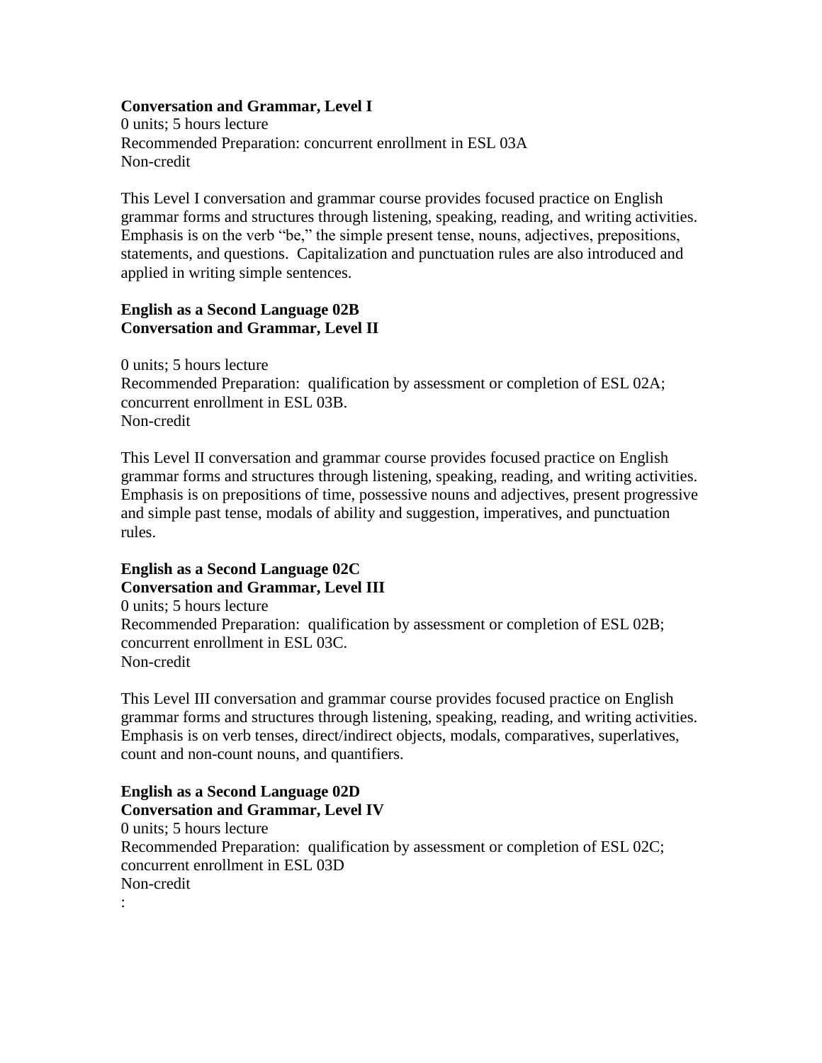**Conversation and Grammar, Level I**
0 units; 5 hours lecture
Recommended Preparation: concurrent enrollment in ESL 03A
Non-credit

This Level I conversation and grammar course provides focused practice on English grammar forms and structures through listening, speaking, reading, and writing activities. Emphasis is on the verb "be," the simple present tense, nouns, adjectives, prepositions, statements, and questions. Capitalization and punctuation rules are also introduced and applied in writing simple sentences.

**English as a Second Language 02B**
**Conversation and Grammar, Level II**

0 units; 5 hours lecture
Recommended Preparation: qualification by assessment or completion of ESL 02A; concurrent enrollment in ESL 03B.
Non-credit

This Level II conversation and grammar course provides focused practice on English grammar forms and structures through listening, speaking, reading, and writing activities. Emphasis is on prepositions of time, possessive nouns and adjectives, present progressive and simple past tense, modals of ability and suggestion, imperatives, and punctuation rules.

**English as a Second Language 02C**
**Conversation and Grammar, Level III**
0 units; 5 hours lecture
Recommended Preparation: qualification by assessment or completion of ESL 02B; concurrent enrollment in ESL 03C.
Non-credit

This Level III conversation and grammar course provides focused practice on English grammar forms and structures through listening, speaking, reading, and writing activities. Emphasis is on verb tenses, direct/indirect objects, modals, comparatives, superlatives, count and non-count nouns, and quantifiers.

**English as a Second Language 02D**
**Conversation and Grammar, Level IV**
0 units; 5 hours lecture
Recommended Preparation: qualification by assessment or completion of ESL 02C; concurrent enrollment in ESL 03D
Non-credit
: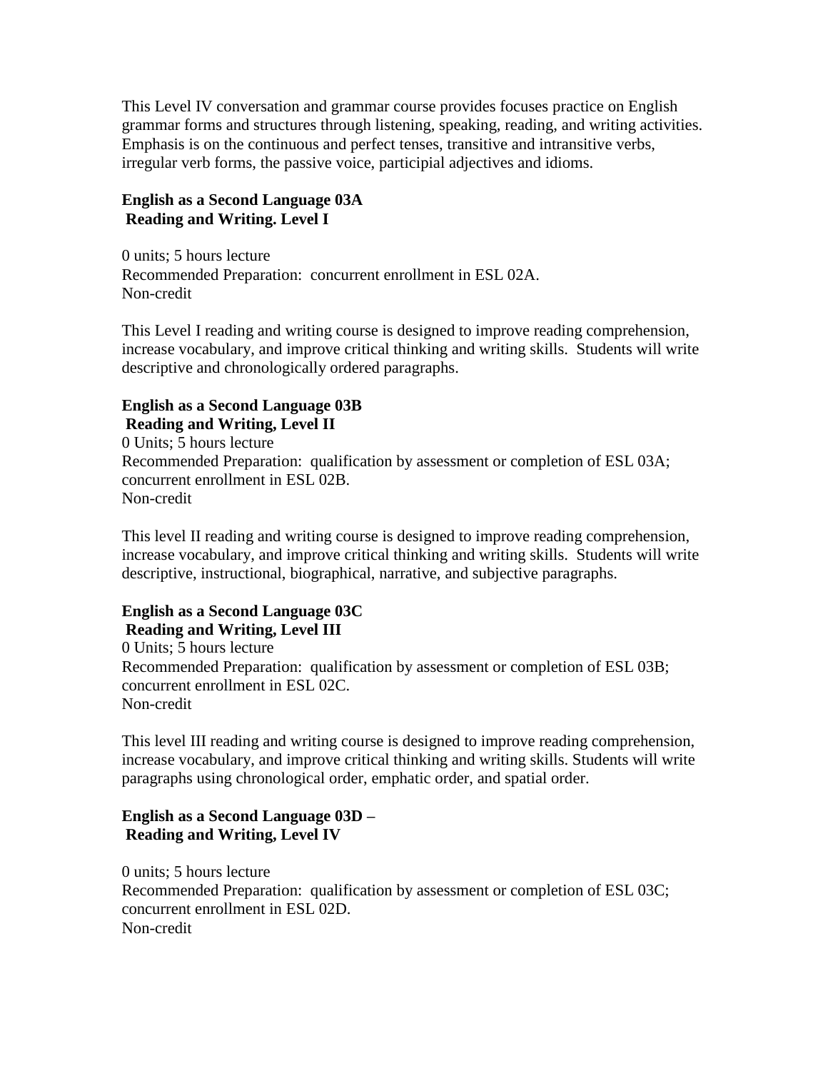This Level IV conversation and grammar course provides focuses practice on English grammar forms and structures through listening, speaking, reading, and writing activities. Emphasis is on the continuous and perfect tenses, transitive and intransitive verbs, irregular verb forms, the passive voice, participial adjectives and idioms.

**English as a Second Language 03A**
**Reading and Writing. Level I**

0 units; 5 hours lecture
Recommended Preparation: concurrent enrollment in ESL 02A.
Non-credit

This Level I reading and writing course is designed to improve reading comprehension, increase vocabulary, and improve critical thinking and writing skills. Students will write descriptive and chronologically ordered paragraphs.

**English as a Second Language 03B**
**Reading and Writing, Level II**
0 Units; 5 hours lecture
Recommended Preparation: qualification by assessment or completion of ESL 03A; concurrent enrollment in ESL 02B.
Non-credit

This level II reading and writing course is designed to improve reading comprehension, increase vocabulary, and improve critical thinking and writing skills. Students will write descriptive, instructional, biographical, narrative, and subjective paragraphs.

**English as a Second Language 03C**
**Reading and Writing, Level III**
0 Units; 5 hours lecture
Recommended Preparation: qualification by assessment or completion of ESL 03B; concurrent enrollment in ESL 02C.
Non-credit

This level III reading and writing course is designed to improve reading comprehension, increase vocabulary, and improve critical thinking and writing skills. Students will write paragraphs using chronological order, emphatic order, and spatial order.

**English as a Second Language 03D –**
**Reading and Writing, Level IV**

0 units; 5 hours lecture
Recommended Preparation: qualification by assessment or completion of ESL 03C; concurrent enrollment in ESL 02D.
Non-credit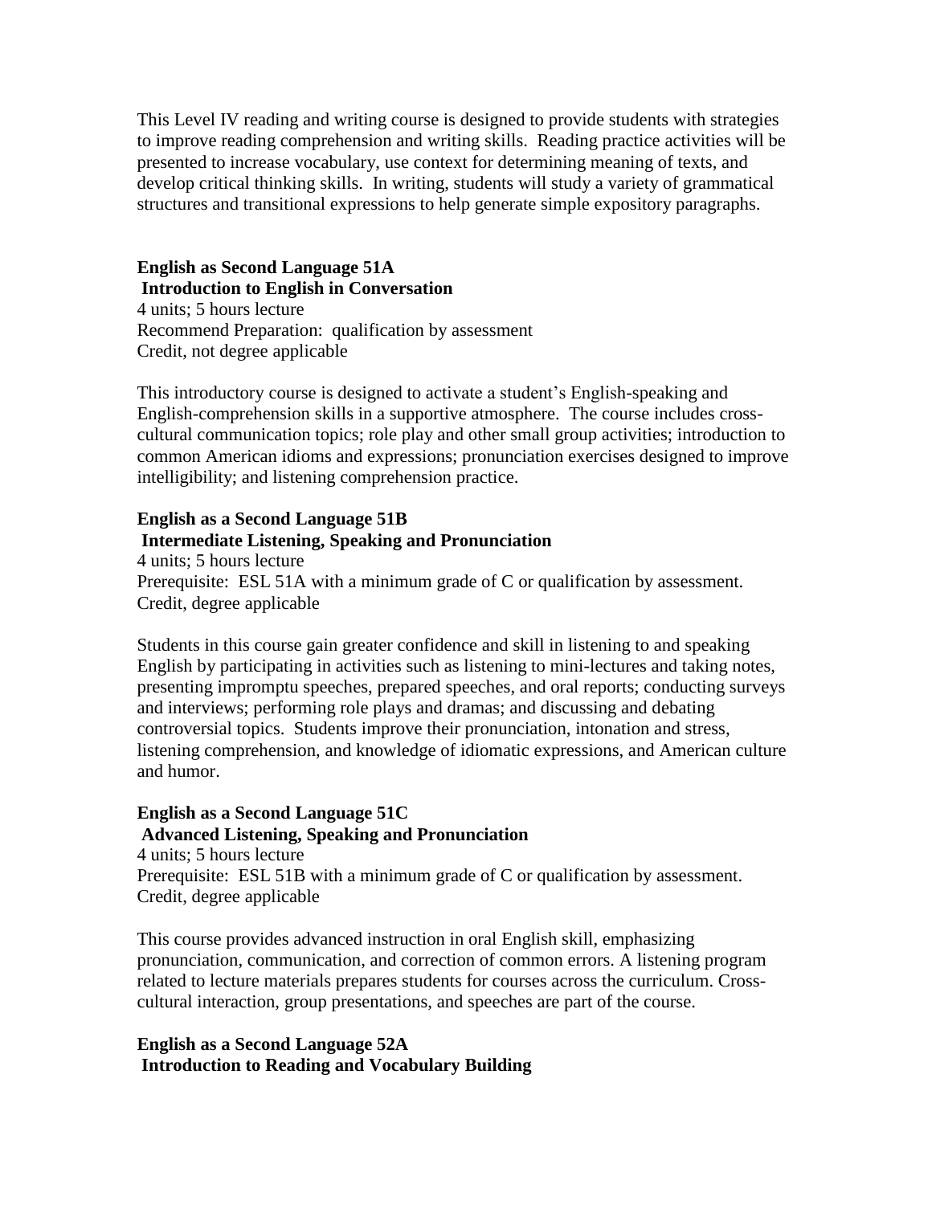This Level IV reading and writing course is designed to provide students with strategies to improve reading comprehension and writing skills. Reading practice activities will be presented to increase vocabulary, use context for determining meaning of texts, and develop critical thinking skills. In writing, students will study a variety of grammatical structures and transitional expressions to help generate simple expository paragraphs.

**English as Second Language 51A**
**Introduction to English in Conversation**
4 units; 5 hours lecture
Recommend Preparation: qualification by assessment
Credit, not degree applicable

This introductory course is designed to activate a student's English-speaking and English-comprehension skills in a supportive atmosphere. The course includes cross-cultural communication topics; role play and other small group activities; introduction to common American idioms and expressions; pronunciation exercises designed to improve intelligibility; and listening comprehension practice.

**English as a Second Language 51B**
**Intermediate Listening, Speaking and Pronunciation**
4 units; 5 hours lecture
Prerequisite: ESL 51A with a minimum grade of C or qualification by assessment.
Credit, degree applicable

Students in this course gain greater confidence and skill in listening to and speaking English by participating in activities such as listening to mini-lectures and taking notes, presenting impromptu speeches, prepared speeches, and oral reports; conducting surveys and interviews; performing role plays and dramas; and discussing and debating controversial topics. Students improve their pronunciation, intonation and stress, listening comprehension, and knowledge of idiomatic expressions, and American culture and humor.

**English as a Second Language 51C**
**Advanced Listening, Speaking and Pronunciation**
4 units; 5 hours lecture
Prerequisite: ESL 51B with a minimum grade of C or qualification by assessment.
Credit, degree applicable

This course provides advanced instruction in oral English skill, emphasizing pronunciation, communication, and correction of common errors. A listening program related to lecture materials prepares students for courses across the curriculum. Cross-cultural interaction, group presentations, and speeches are part of the course.

**English as a Second Language 52A**
**Introduction to Reading and Vocabulary Building**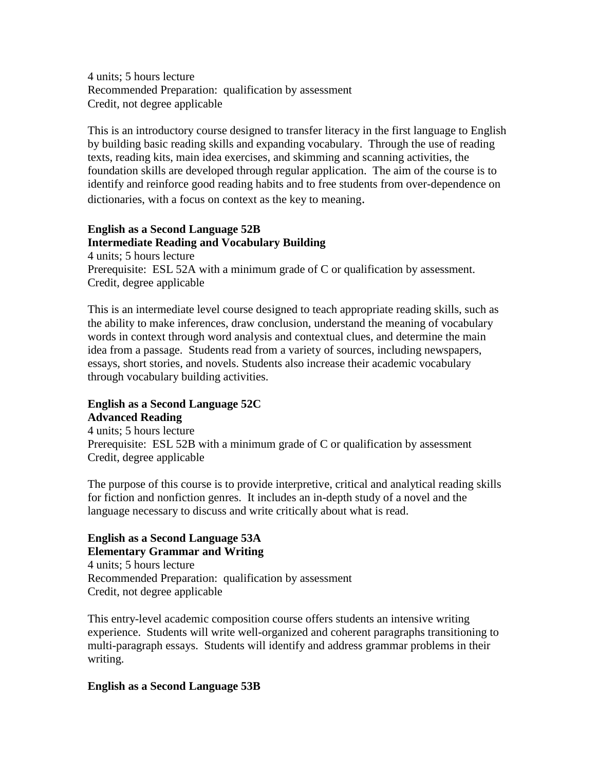4 units; 5 hours lecture
Recommended Preparation: qualification by assessment
Credit, not degree applicable

This is an introductory course designed to transfer literacy in the first language to English by building basic reading skills and expanding vocabulary. Through the use of reading texts, reading kits, main idea exercises, and skimming and scanning activities, the foundation skills are developed through regular application. The aim of the course is to identify and reinforce good reading habits and to free students from over-dependence on dictionaries, with a focus on context as the key to meaning.

**English as a Second Language 52B**
**Intermediate Reading and Vocabulary Building**
4 units; 5 hours lecture
Prerequisite: ESL 52A with a minimum grade of C or qualification by assessment.
Credit, degree applicable

This is an intermediate level course designed to teach appropriate reading skills, such as the ability to make inferences, draw conclusion, understand the meaning of vocabulary words in context through word analysis and contextual clues, and determine the main idea from a passage. Students read from a variety of sources, including newspapers, essays, short stories, and novels. Students also increase their academic vocabulary through vocabulary building activities.

**English as a Second Language 52C**
**Advanced Reading**
4 units; 5 hours lecture
Prerequisite: ESL 52B with a minimum grade of C or qualification by assessment
Credit, degree applicable

The purpose of this course is to provide interpretive, critical and analytical reading skills for fiction and nonfiction genres. It includes an in-depth study of a novel and the language necessary to discuss and write critically about what is read.

**English as a Second Language 53A**
**Elementary Grammar and Writing**
4 units; 5 hours lecture
Recommended Preparation: qualification by assessment
Credit, not degree applicable

This entry-level academic composition course offers students an intensive writing experience. Students will write well-organized and coherent paragraphs transitioning to multi-paragraph essays. Students will identify and address grammar problems in their writing.

**English as a Second Language 53B**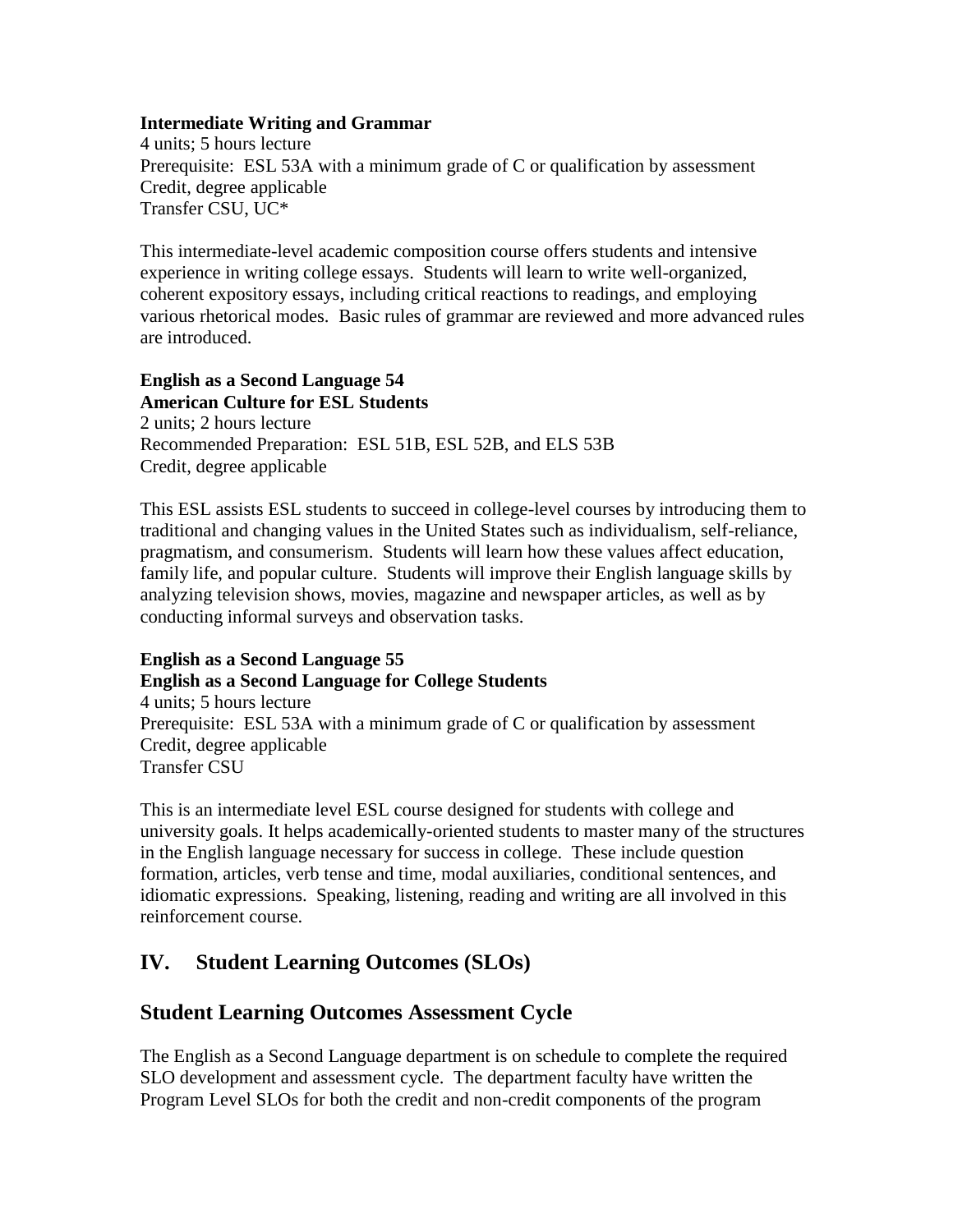**Intermediate Writing and Grammar**
4 units; 5 hours lecture
Prerequisite: ESL 53A with a minimum grade of C or qualification by assessment
Credit, degree applicable
Transfer CSU, UC*

This intermediate-level academic composition course offers students and intensive experience in writing college essays. Students will learn to write well-organized, coherent expository essays, including critical reactions to readings, and employing various rhetorical modes. Basic rules of grammar are reviewed and more advanced rules are introduced.

**English as a Second Language 54**
**American Culture for ESL Students**
2 units; 2 hours lecture
Recommended Preparation: ESL 51B, ESL 52B, and ELS 53B
Credit, degree applicable

This ESL assists ESL students to succeed in college-level courses by introducing them to traditional and changing values in the United States such as individualism, self-reliance, pragmatism, and consumerism. Students will learn how these values affect education, family life, and popular culture. Students will improve their English language skills by analyzing television shows, movies, magazine and newspaper articles, as well as by conducting informal surveys and observation tasks.

**English as a Second Language 55**
**English as a Second Language for College Students**
4 units; 5 hours lecture
Prerequisite: ESL 53A with a minimum grade of C or qualification by assessment
Credit, degree applicable
Transfer CSU

This is an intermediate level ESL course designed for students with college and university goals. It helps academically-oriented students to master many of the structures in the English language necessary for success in college. These include question formation, articles, verb tense and time, modal auxiliaries, conditional sentences, and idiomatic expressions. Speaking, listening, reading and writing are all involved in this reinforcement course.

## IV. Student Learning Outcomes (SLOs)

## Student Learning Outcomes Assessment Cycle

The English as a Second Language department is on schedule to complete the required SLO development and assessment cycle. The department faculty have written the Program Level SLOs for both the credit and non-credit components of the program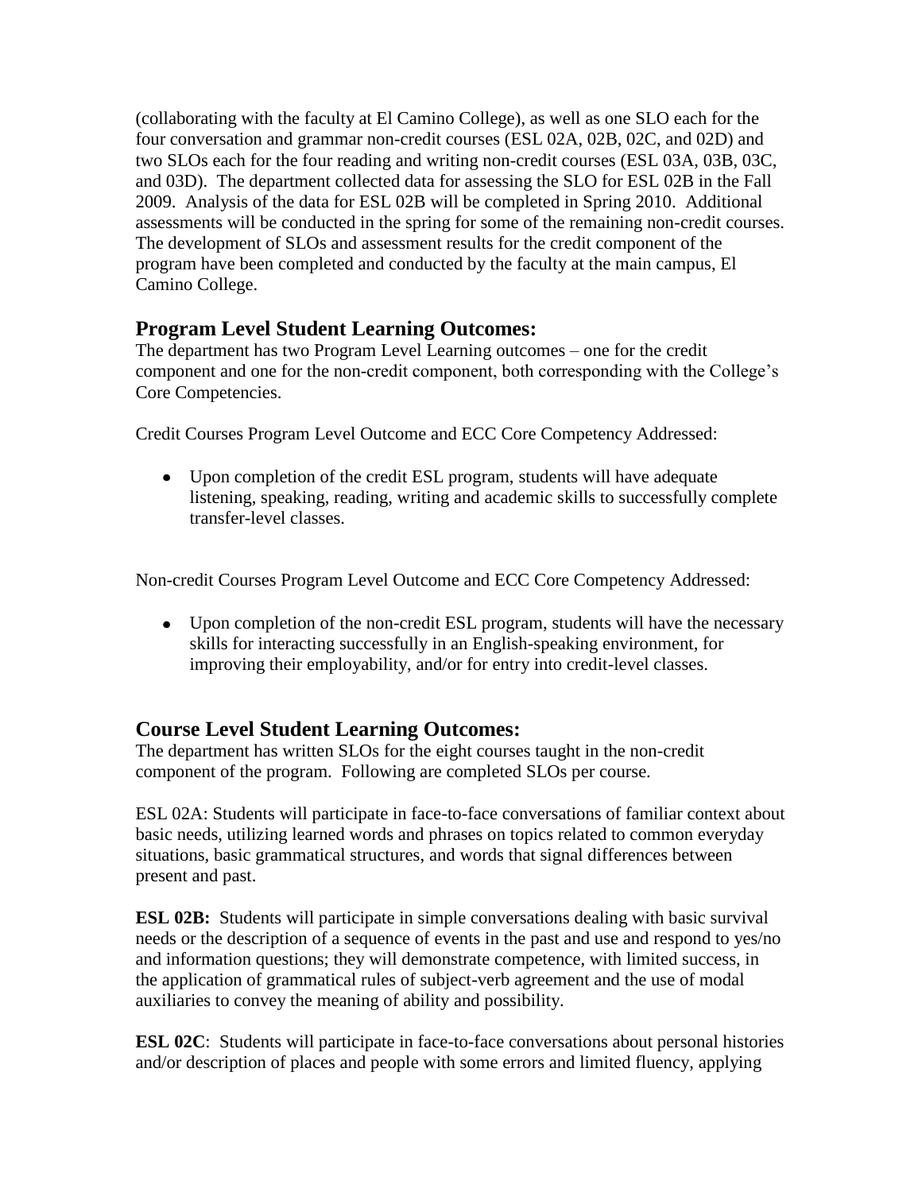(collaborating with the faculty at El Camino College), as well as one SLO each for the four conversation and grammar non-credit courses (ESL 02A, 02B, 02C, and 02D) and two SLOs each for the four reading and writing non-credit courses (ESL 03A, 03B, 03C, and 03D). The department collected data for assessing the SLO for ESL 02B in the Fall 2009. Analysis of the data for ESL 02B will be completed in Spring 2010. Additional assessments will be conducted in the spring for some of the remaining non-credit courses. The development of SLOs and assessment results for the credit component of the program have been completed and conducted by the faculty at the main campus, El Camino College.

## Program Level Student Learning Outcomes:

The department has two Program Level Learning outcomes – one for the credit component and one for the non-credit component, both corresponding with the College's Core Competencies.

Credit Courses Program Level Outcome and ECC Core Competency Addressed:

- Upon completion of the credit ESL program, students will have adequate listening, speaking, reading, writing and academic skills to successfully complete transfer-level classes.

Non-credit Courses Program Level Outcome and ECC Core Competency Addressed:

- Upon completion of the non-credit ESL program, students will have the necessary skills for interacting successfully in an English-speaking environment, for improving their employability, and/or for entry into credit-level classes.

## Course Level Student Learning Outcomes:

The department has written SLOs for the eight courses taught in the non-credit component of the program. Following are completed SLOs per course.

ESL 02A: Students will participate in face-to-face conversations of familiar context about basic needs, utilizing learned words and phrases on topics related to common everyday situations, basic grammatical structures, and words that signal differences between present and past.

**ESL 02B:** Students will participate in simple conversations dealing with basic survival needs or the description of a sequence of events in the past and use and respond to yes/no and information questions; they will demonstrate competence, with limited success, in the application of grammatical rules of subject-verb agreement and the use of modal auxiliaries to convey the meaning of ability and possibility.

**ESL 02C**: Students will participate in face-to-face conversations about personal histories and/or description of places and people with some errors and limited fluency, applying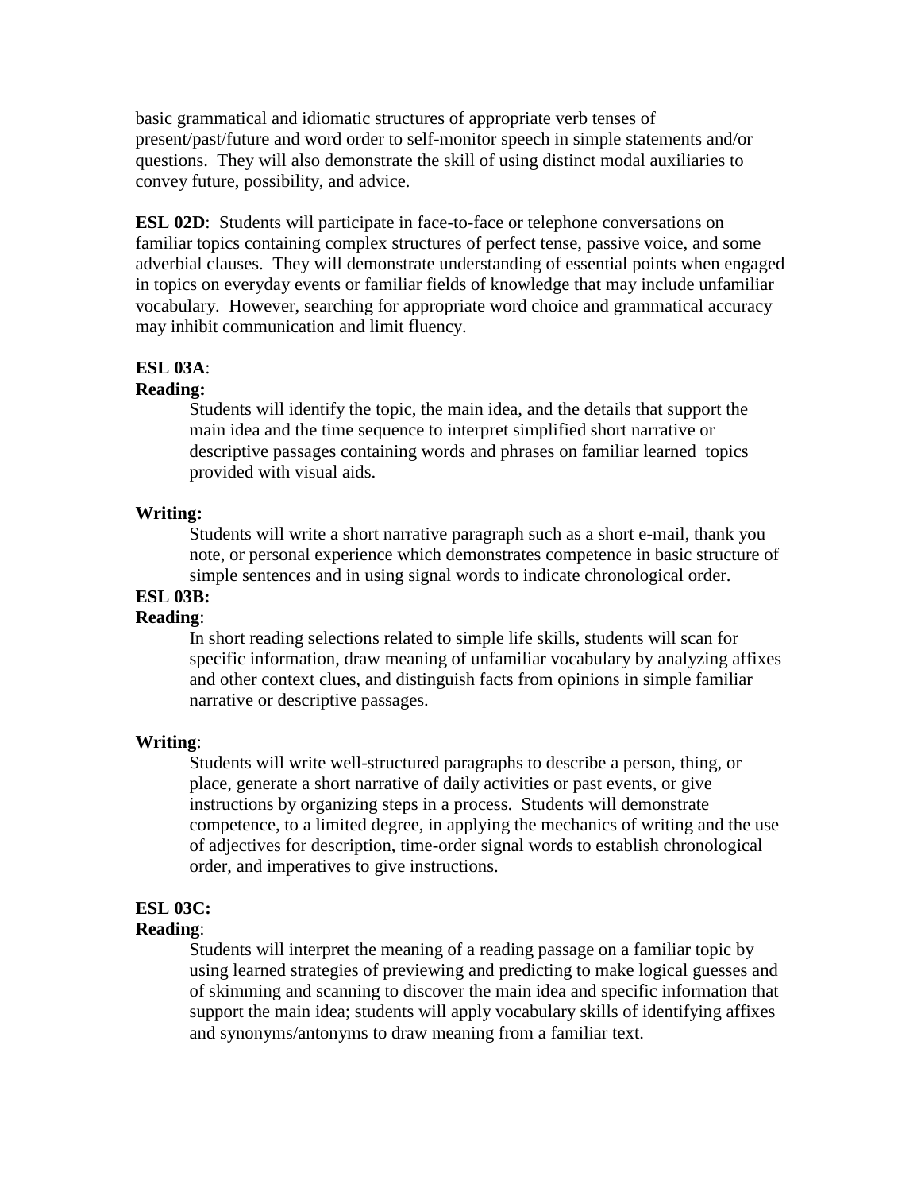basic grammatical and idiomatic structures of appropriate verb tenses of present/past/future and word order to self-monitor speech in simple statements and/or questions. They will also demonstrate the skill of using distinct modal auxiliaries to convey future, possibility, and advice.

**ESL 02D**: Students will participate in face-to-face or telephone conversations on familiar topics containing complex structures of perfect tense, passive voice, and some adverbial clauses. They will demonstrate understanding of essential points when engaged in topics on everyday events or familiar fields of knowledge that may include unfamiliar vocabulary. However, searching for appropriate word choice and grammatical accuracy may inhibit communication and limit fluency.

**ESL 03A**:

**Reading:**

Students will identify the topic, the main idea, and the details that support the main idea and the time sequence to interpret simplified short narrative or descriptive passages containing words and phrases on familiar learned topics provided with visual aids.

**Writing:**

Students will write a short narrative paragraph such as a short e-mail, thank you note, or personal experience which demonstrates competence in basic structure of simple sentences and in using signal words to indicate chronological order.

**ESL 03B:**

**Reading**:

In short reading selections related to simple life skills, students will scan for specific information, draw meaning of unfamiliar vocabulary by analyzing affixes and other context clues, and distinguish facts from opinions in simple familiar narrative or descriptive passages.

**Writing**:

Students will write well-structured paragraphs to describe a person, thing, or place, generate a short narrative of daily activities or past events, or give instructions by organizing steps in a process. Students will demonstrate competence, to a limited degree, in applying the mechanics of writing and the use of adjectives for description, time-order signal words to establish chronological order, and imperatives to give instructions.

**ESL 03C:**

**Reading**:

Students will interpret the meaning of a reading passage on a familiar topic by using learned strategies of previewing and predicting to make logical guesses and of skimming and scanning to discover the main idea and specific information that support the main idea; students will apply vocabulary skills of identifying affixes and synonyms/antonyms to draw meaning from a familiar text.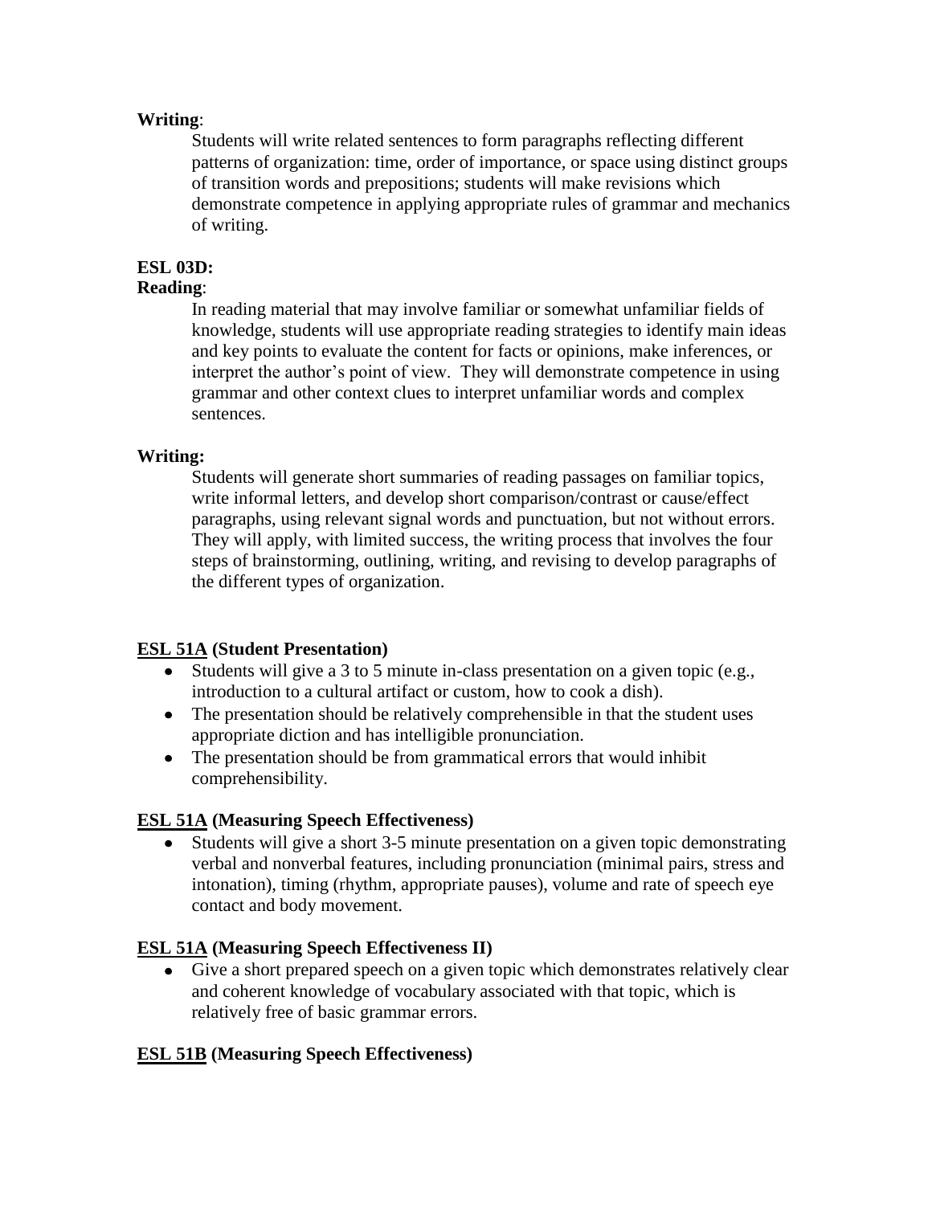**Writing**:

Students will write related sentences to form paragraphs reflecting different patterns of organization: time, order of importance, or space using distinct groups of transition words and prepositions; students will make revisions which demonstrate competence in applying appropriate rules of grammar and mechanics of writing.

**ESL 03D:**

**Reading**:

In reading material that may involve familiar or somewhat unfamiliar fields of knowledge, students will use appropriate reading strategies to identify main ideas and key points to evaluate the content for facts or opinions, make inferences, or interpret the author's point of view. They will demonstrate competence in using grammar and other context clues to interpret unfamiliar words and complex sentences.

**Writing:**

Students will generate short summaries of reading passages on familiar topics, write informal letters, and develop short comparison/contrast or cause/effect paragraphs, using relevant signal words and punctuation, but not without errors. They will apply, with limited success, the writing process that involves the four steps of brainstorming, outlining, writing, and revising to develop paragraphs of the different types of organization.

**ESL 51A (Student Presentation)**

- Students will give a 3 to 5 minute in-class presentation on a given topic (e.g., introduction to a cultural artifact or custom, how to cook a dish).
- The presentation should be relatively comprehensible in that the student uses appropriate diction and has intelligible pronunciation.
- The presentation should be from grammatical errors that would inhibit comprehensibility.

**ESL 51A (Measuring Speech Effectiveness)**

- Students will give a short 3-5 minute presentation on a given topic demonstrating verbal and nonverbal features, including pronunciation (minimal pairs, stress and intonation), timing (rhythm, appropriate pauses), volume and rate of speech eye contact and body movement.

**ESL 51A (Measuring Speech Effectiveness II)**

- Give a short prepared speech on a given topic which demonstrates relatively clear and coherent knowledge of vocabulary associated with that topic, which is relatively free of basic grammar errors.

**ESL 51B (Measuring Speech Effectiveness)**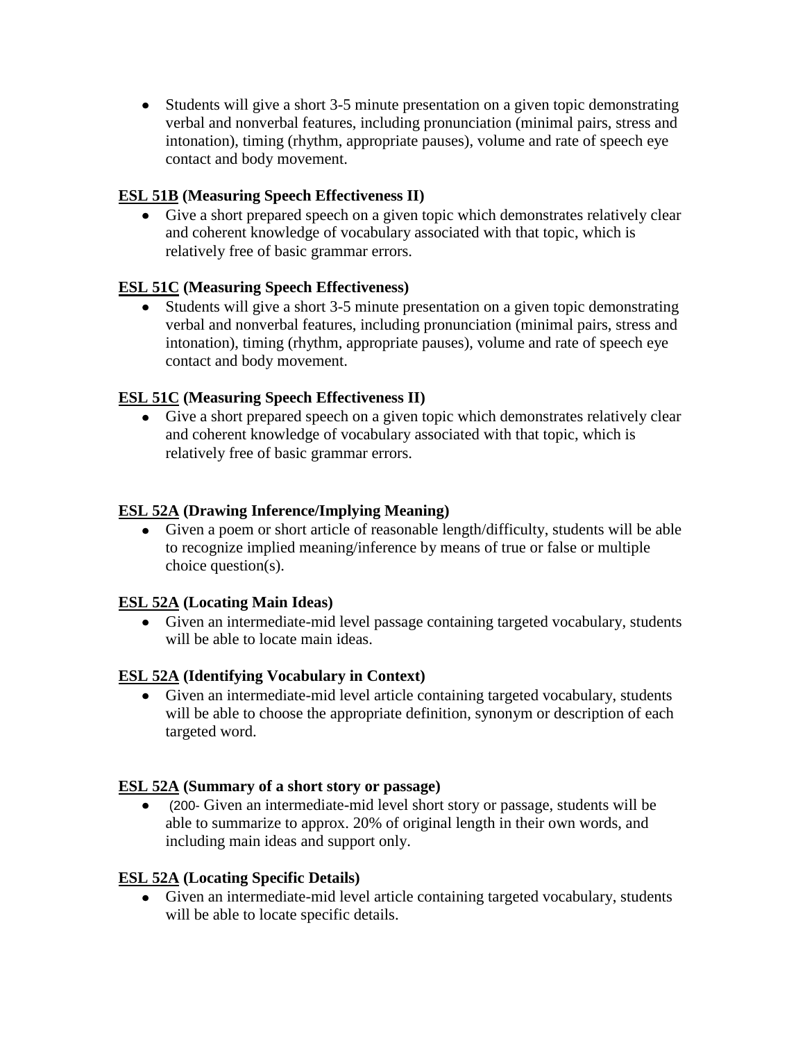- Students will give a short 3-5 minute presentation on a given topic demonstrating verbal and nonverbal features, including pronunciation (minimal pairs, stress and intonation), timing (rhythm, appropriate pauses), volume and rate of speech eye contact and body movement.

**ESL 51B (Measuring Speech Effectiveness II)**

- Give a short prepared speech on a given topic which demonstrates relatively clear and coherent knowledge of vocabulary associated with that topic, which is relatively free of basic grammar errors.

**ESL 51C (Measuring Speech Effectiveness)**

- Students will give a short 3-5 minute presentation on a given topic demonstrating verbal and nonverbal features, including pronunciation (minimal pairs, stress and intonation), timing (rhythm, appropriate pauses), volume and rate of speech eye contact and body movement.

**ESL 51C (Measuring Speech Effectiveness II)**

- Give a short prepared speech on a given topic which demonstrates relatively clear and coherent knowledge of vocabulary associated with that topic, which is relatively free of basic grammar errors.

**ESL 52A (Drawing Inference/Implying Meaning)**

- Given a poem or short article of reasonable length/difficulty, students will be able to recognize implied meaning/inference by means of true or false or multiple choice question(s).

**ESL 52A (Locating Main Ideas)**

- Given an intermediate-mid level passage containing targeted vocabulary, students will be able to locate main ideas.

**ESL 52A (Identifying Vocabulary in Context)**

- Given an intermediate-mid level article containing targeted vocabulary, students will be able to choose the appropriate definition, synonym or description of each targeted word.

**ESL 52A (Summary of a short story or passage)**

- (200- Given an intermediate-mid level short story or passage, students will be able to summarize to approx. 20% of original length in their own words, and including main ideas and support only.

**ESL 52A (Locating Specific Details)**

- Given an intermediate-mid level article containing targeted vocabulary, students will be able to locate specific details.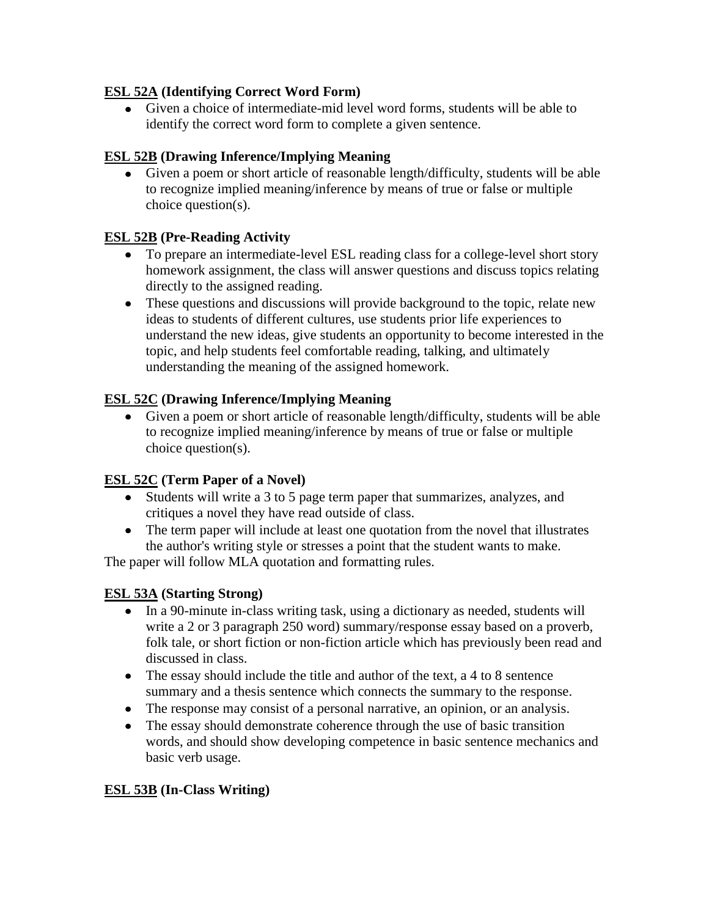**ESL 52A (Identifying Correct Word Form)**

- Given a choice of intermediate-mid level word forms, students will be able to identify the correct word form to complete a given sentence.

**ESL 52B (Drawing Inference/Implying Meaning**

- Given a poem or short article of reasonable length/difficulty, students will be able to recognize implied meaning/inference by means of true or false or multiple choice question(s).

**ESL 52B (Pre-Reading Activity**

- To prepare an intermediate-level ESL reading class for a college-level short story homework assignment, the class will answer questions and discuss topics relating directly to the assigned reading.
- These questions and discussions will provide background to the topic, relate new ideas to students of different cultures, use students prior life experiences to understand the new ideas, give students an opportunity to become interested in the topic, and help students feel comfortable reading, talking, and ultimately understanding the meaning of the assigned homework.

**ESL 52C (Drawing Inference/Implying Meaning**

- Given a poem or short article of reasonable length/difficulty, students will be able to recognize implied meaning/inference by means of true or false or multiple choice question(s).

**ESL 52C (Term Paper of a Novel)**

- Students will write a 3 to 5 page term paper that summarizes, analyzes, and critiques a novel they have read outside of class.
- The term paper will include at least one quotation from the novel that illustrates the author's writing style or stresses a point that the student wants to make.

The paper will follow MLA quotation and formatting rules.

**ESL 53A (Starting Strong)**

- In a 90-minute in-class writing task, using a dictionary as needed, students will write a 2 or 3 paragraph 250 word) summary/response essay based on a proverb, folk tale, or short fiction or non-fiction article which has previously been read and discussed in class.
- The essay should include the title and author of the text, a 4 to 8 sentence summary and a thesis sentence which connects the summary to the response.
- The response may consist of a personal narrative, an opinion, or an analysis.
- The essay should demonstrate coherence through the use of basic transition words, and should show developing competence in basic sentence mechanics and basic verb usage.

**ESL 53B (In-Class Writing)**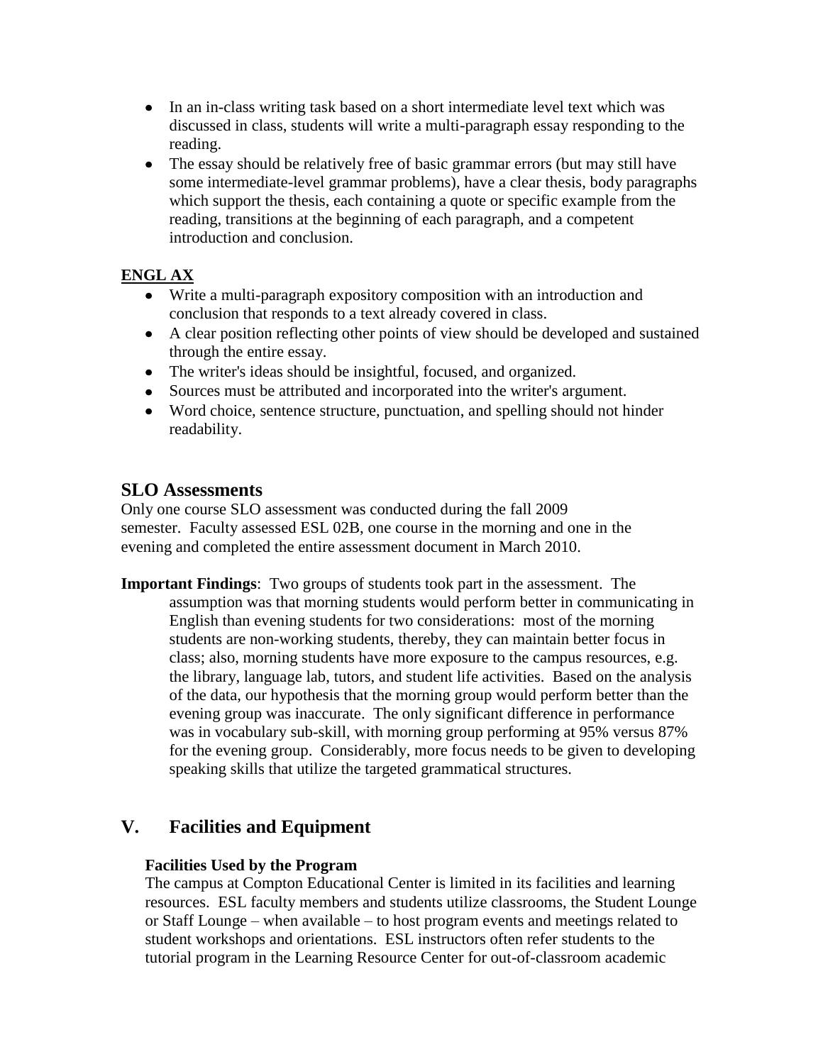- In an in-class writing task based on a short intermediate level text which was discussed in class, students will write a multi-paragraph essay responding to the reading.
- The essay should be relatively free of basic grammar errors (but may still have some intermediate-level grammar problems), have a clear thesis, body paragraphs which support the thesis, each containing a quote or specific example from the reading, transitions at the beginning of each paragraph, and a competent introduction and conclusion.

**ENGL AX**

- Write a multi-paragraph expository composition with an introduction and conclusion that responds to a text already covered in class.
- A clear position reflecting other points of view should be developed and sustained through the entire essay.
- The writer's ideas should be insightful, focused, and organized.
- Sources must be attributed and incorporated into the writer's argument.
- Word choice, sentence structure, punctuation, and spelling should not hinder readability.

## SLO Assessments

Only one course SLO assessment was conducted during the fall 2009 semester. Faculty assessed ESL 02B, one course in the morning and one in the evening and completed the entire assessment document in March 2010.

**Important Findings**: Two groups of students took part in the assessment. The assumption was that morning students would perform better in communicating in English than evening students for two considerations: most of the morning students are non-working students, thereby, they can maintain better focus in class; also, morning students have more exposure to the campus resources, e.g. the library, language lab, tutors, and student life activities. Based on the analysis of the data, our hypothesis that the morning group would perform better than the evening group was inaccurate. The only significant difference in performance was in vocabulary sub-skill, with morning group performing at 95% versus 87% for the evening group. Considerably, more focus needs to be given to developing speaking skills that utilize the targeted grammatical structures.

## V. Facilities and Equipment

### Facilities Used by the Program

The campus at Compton Educational Center is limited in its facilities and learning resources. ESL faculty members and students utilize classrooms, the Student Lounge or Staff Lounge – when available – to host program events and meetings related to student workshops and orientations. ESL instructors often refer students to the tutorial program in the Learning Resource Center for out-of-classroom academic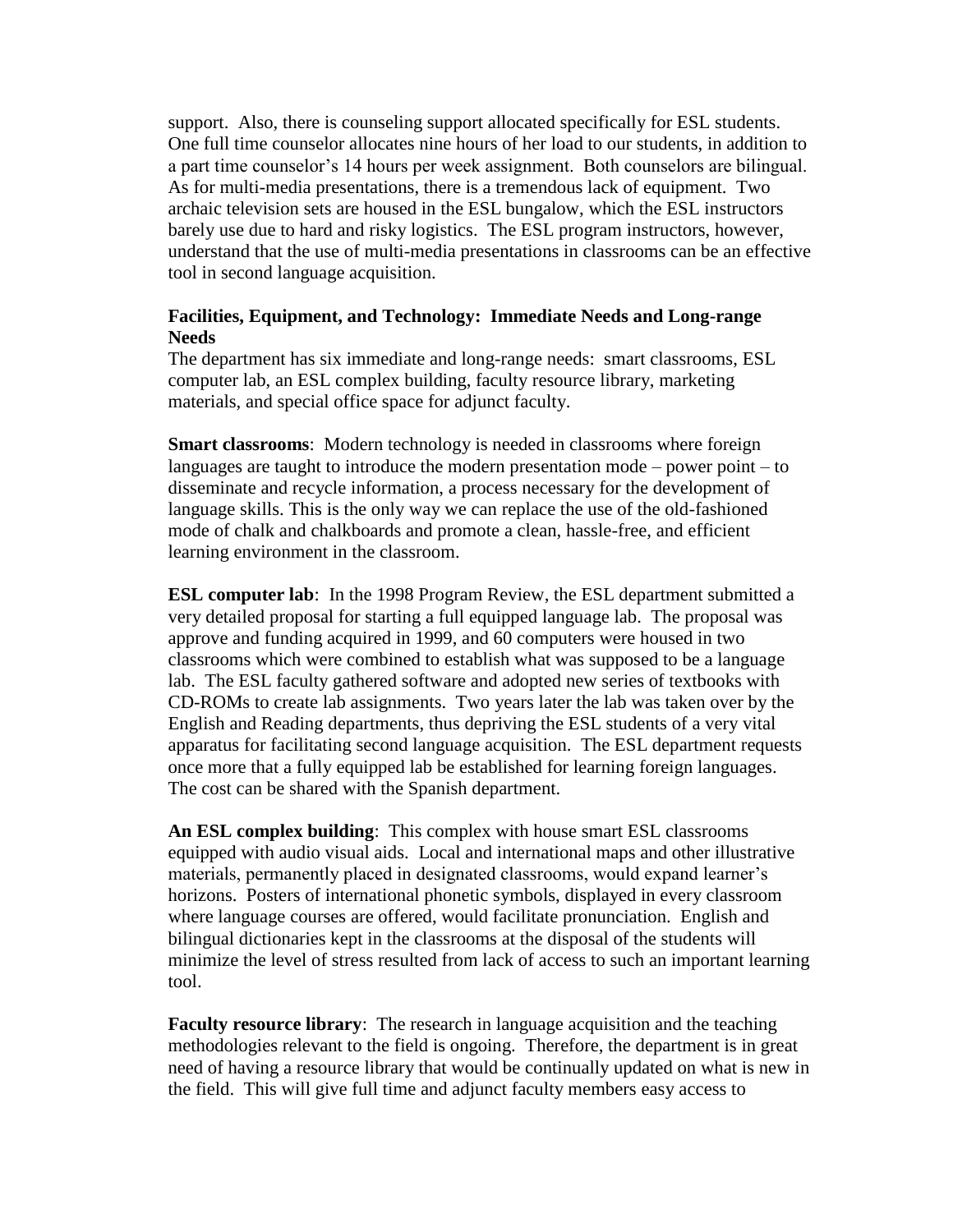support. Also, there is counseling support allocated specifically for ESL students. One full time counselor allocates nine hours of her load to our students, in addition to a part time counselor's 14 hours per week assignment. Both counselors are bilingual. As for multi-media presentations, there is a tremendous lack of equipment. Two archaic television sets are housed in the ESL bungalow, which the ESL instructors barely use due to hard and risky logistics. The ESL program instructors, however, understand that the use of multi-media presentations in classrooms can be an effective tool in second language acquisition.

**Facilities, Equipment, and Technology: Immediate Needs and Long-range Needs**

The department has six immediate and long-range needs: smart classrooms, ESL computer lab, an ESL complex building, faculty resource library, marketing materials, and special office space for adjunct faculty.

**Smart classrooms**: Modern technology is needed in classrooms where foreign languages are taught to introduce the modern presentation mode – power point – to disseminate and recycle information, a process necessary for the development of language skills. This is the only way we can replace the use of the old-fashioned mode of chalk and chalkboards and promote a clean, hassle-free, and efficient learning environment in the classroom.

**ESL computer lab**: In the 1998 Program Review, the ESL department submitted a very detailed proposal for starting a full equipped language lab. The proposal was approve and funding acquired in 1999, and 60 computers were housed in two classrooms which were combined to establish what was supposed to be a language lab. The ESL faculty gathered software and adopted new series of textbooks with CD-ROMs to create lab assignments. Two years later the lab was taken over by the English and Reading departments, thus depriving the ESL students of a very vital apparatus for facilitating second language acquisition. The ESL department requests once more that a fully equipped lab be established for learning foreign languages. The cost can be shared with the Spanish department.

**An ESL complex building**: This complex with house smart ESL classrooms equipped with audio visual aids. Local and international maps and other illustrative materials, permanently placed in designated classrooms, would expand learner's horizons. Posters of international phonetic symbols, displayed in every classroom where language courses are offered, would facilitate pronunciation. English and bilingual dictionaries kept in the classrooms at the disposal of the students will minimize the level of stress resulted from lack of access to such an important learning tool.

**Faculty resource library**: The research in language acquisition and the teaching methodologies relevant to the field is ongoing. Therefore, the department is in great need of having a resource library that would be continually updated on what is new in the field. This will give full time and adjunct faculty members easy access to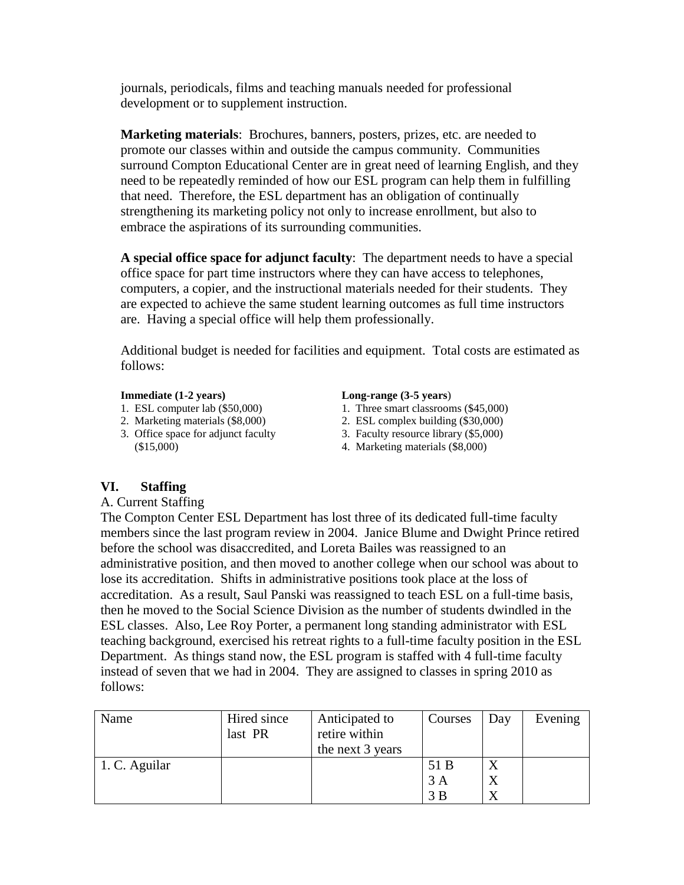journals, periodicals, films and teaching manuals needed for professional development or to supplement instruction.

**Marketing materials**: Brochures, banners, posters, prizes, etc. are needed to promote our classes within and outside the campus community. Communities surround Compton Educational Center are in great need of learning English, and they need to be repeatedly reminded of how our ESL program can help them in fulfilling that need. Therefore, the ESL department has an obligation of continually strengthening its marketing policy not only to increase enrollment, but also to embrace the aspirations of its surrounding communities.

**A special office space for adjunct faculty**: The department needs to have a special office space for part time instructors where they can have access to telephones, computers, a copier, and the instructional materials needed for their students. They are expected to achieve the same student learning outcomes as full time instructors are. Having a special office will help them professionally.

Additional budget is needed for facilities and equipment. Total costs are estimated as follows:

**Immediate (1-2 years)**

1. ESL computer lab ($50,000)
2. Marketing materials ($8,000)
3. Office space for adjunct faculty ($15,000)

**Long-range (3-5 years)**

1. Three smart classrooms ($45,000)
2. ESL complex building ($30,000)
3. Faculty resource library ($5,000)
4. Marketing materials ($8,000)

## VI. Staffing

A. Current Staffing

The Compton Center ESL Department has lost three of its dedicated full-time faculty members since the last program review in 2004. Janice Blume and Dwight Prince retired before the school was disaccredited, and Loreta Bailes was reassigned to an administrative position, and then moved to another college when our school was about to lose its accreditation. Shifts in administrative positions took place at the loss of accreditation. As a result, Saul Panski was reassigned to teach ESL on a full-time basis, then he moved to the Social Science Division as the number of students dwindled in the ESL classes. Also, Lee Roy Porter, a permanent long standing administrator with ESL teaching background, exercised his retreat rights to a full-time faculty position in the ESL Department. As things stand now, the ESL program is staffed with 4 full-time faculty instead of seven that we had in 2004. They are assigned to classes in spring 2010 as follows:

| Name | Hired since last PR | Anticipated to retire within the next 3 years | Courses | Day | Evening |
|---|---|---|---|---|---|
| 1. C. Aguilar | | | 51 B<br>3 A<br>3 B | X<br>X<br>X | |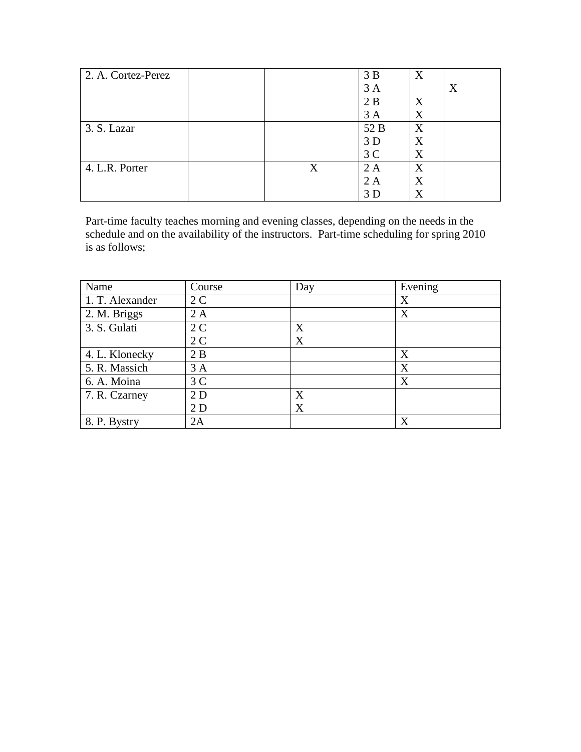| | | | | | |
|---|---|---|---|---|---|
| 2. A. Cortez-Perez | | | 3 B | X | |
| | | | 3 A | | X |
| | | | 2 B | X | |
| | | | 3 A | X | |
| 3. S. Lazar | | | 52 B | X | |
| | | | 3 D | X | |
| | | | 3 C | X | |
| 4. L.R. Porter | | X | 2 A | X | |
| | | | 2 A | X | |
| | | | 3 D | X | |

Part-time faculty teaches morning and evening classes, depending on the needs in the schedule and on the availability of the instructors. Part-time scheduling for spring 2010 is as follows;

| Name | Course | Day | Evening |
|---|---|---|---|
| 1. T. Alexander | 2 C | | X |
| 2. M. Briggs | 2 A | | X |
| 3. S. Gulati | 2 C | X | |
| | 2 C | X | |
| 4. L. Klonecky | 2 B | | X |
| 5. R. Massich | 3 A | | X |
| 6. A. Moina | 3 C | | X |
| 7. R. Czarney | 2 D | X | |
| | 2 D | X | |
| 8. P. Bystry | 2A | | X |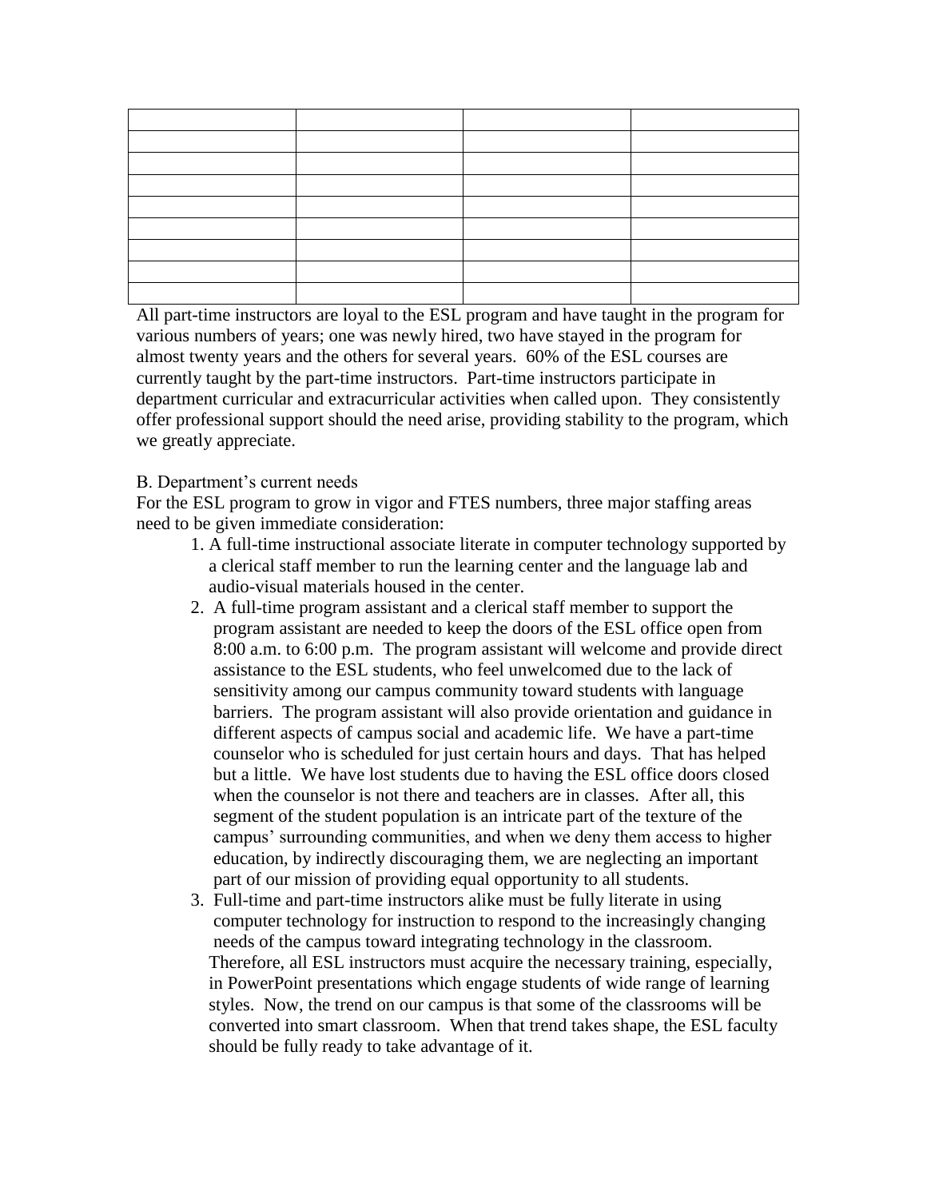| | | | |
|---|---|---|---|
| | | | |
| | | | |
| | | | |
| | | | |
| | | | |
| | | | |
| | | | |
| | | | |

All part-time instructors are loyal to the ESL program and have taught in the program for various numbers of years; one was newly hired, two have stayed in the program for almost twenty years and the others for several years. 60% of the ESL courses are currently taught by the part-time instructors. Part-time instructors participate in department curricular and extracurricular activities when called upon. They consistently offer professional support should the need arise, providing stability to the program, which we greatly appreciate.

B. Department's current needs

For the ESL program to grow in vigor and FTES numbers, three major staffing areas need to be given immediate consideration:

1. A full-time instructional associate literate in computer technology supported by a clerical staff member to run the learning center and the language lab and audio-visual materials housed in the center.
2. A full-time program assistant and a clerical staff member to support the program assistant are needed to keep the doors of the ESL office open from 8:00 a.m. to 6:00 p.m. The program assistant will welcome and provide direct assistance to the ESL students, who feel unwelcomed due to the lack of sensitivity among our campus community toward students with language barriers. The program assistant will also provide orientation and guidance in different aspects of campus social and academic life. We have a part-time counselor who is scheduled for just certain hours and days. That has helped but a little. We have lost students due to having the ESL office doors closed when the counselor is not there and teachers are in classes. After all, this segment of the student population is an intricate part of the texture of the campus' surrounding communities, and when we deny them access to higher education, by indirectly discouraging them, we are neglecting an important part of our mission of providing equal opportunity to all students.
3. Full-time and part-time instructors alike must be fully literate in using computer technology for instruction to respond to the increasingly changing needs of the campus toward integrating technology in the classroom. Therefore, all ESL instructors must acquire the necessary training, especially, in PowerPoint presentations which engage students of wide range of learning styles. Now, the trend on our campus is that some of the classrooms will be converted into smart classroom. When that trend takes shape, the ESL faculty should be fully ready to take advantage of it.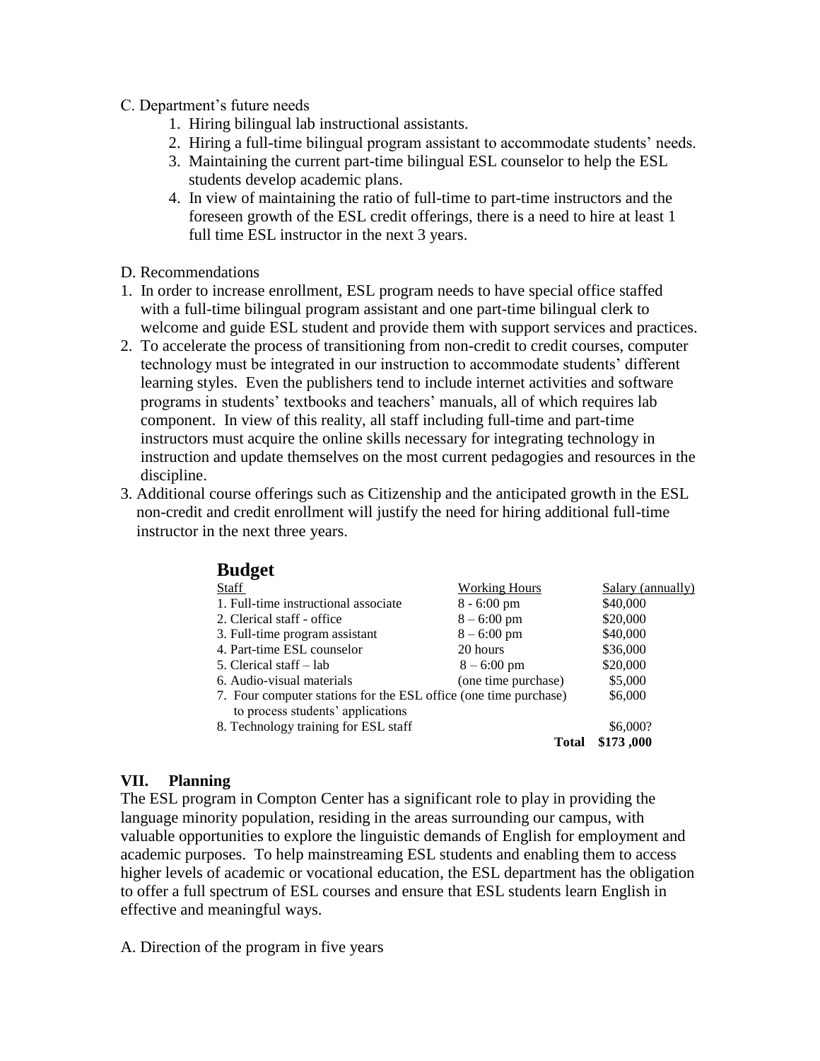C. Department's future needs

1. Hiring bilingual lab instructional assistants.
2. Hiring a full-time bilingual program assistant to accommodate students' needs.
3. Maintaining the current part-time bilingual ESL counselor to help the ESL students develop academic plans.
4. In view of maintaining the ratio of full-time to part-time instructors and the foreseen growth of the ESL credit offerings, there is a need to hire at least 1 full time ESL instructor in the next 3 years.

D. Recommendations

1. In order to increase enrollment, ESL program needs to have special office staffed with a full-time bilingual program assistant and one part-time bilingual clerk to welcome and guide ESL student and provide them with support services and practices.
2. To accelerate the process of transitioning from non-credit to credit courses, computer technology must be integrated in our instruction to accommodate students' different learning styles. Even the publishers tend to include internet activities and software programs in students' textbooks and teachers' manuals, all of which requires lab component. In view of this reality, all staff including full-time and part-time instructors must acquire the online skills necessary for integrating technology in instruction and update themselves on the most current pedagogies and resources in the discipline.
3. Additional course offerings such as Citizenship and the anticipated growth in the ESL non-credit and credit enrollment will justify the need for hiring additional full-time instructor in the next three years.

## Budget

| Staff | Working Hours | Salary (annually) |
|---|---|---|
| 1. Full-time instructional associate | 8 - 6:00 pm | $40,000 |
| 2. Clerical staff - office | 8 – 6:00 pm | $20,000 |
| 3. Full-time program assistant | 8 – 6:00 pm | $40,000 |
| 4. Part-time ESL counselor | 20 hours | $36,000 |
| 5. Clerical staff – lab | 8 – 6:00 pm | $20,000 |
| 6. Audio-visual materials | (one time purchase) | $5,000 |
| 7. Four computer stations for the ESL office to process students' applications | (one time purchase) | $6,000 |
| 8. Technology training for ESL staff | | $6,000? |
| | **Total** | **$173 ,000** |

## VII. Planning

The ESL program in Compton Center has a significant role to play in providing the language minority population, residing in the areas surrounding our campus, with valuable opportunities to explore the linguistic demands of English for employment and academic purposes. To help mainstreaming ESL students and enabling them to access higher levels of academic or vocational education, the ESL department has the obligation to offer a full spectrum of ESL courses and ensure that ESL students learn English in effective and meaningful ways.

A. Direction of the program in five years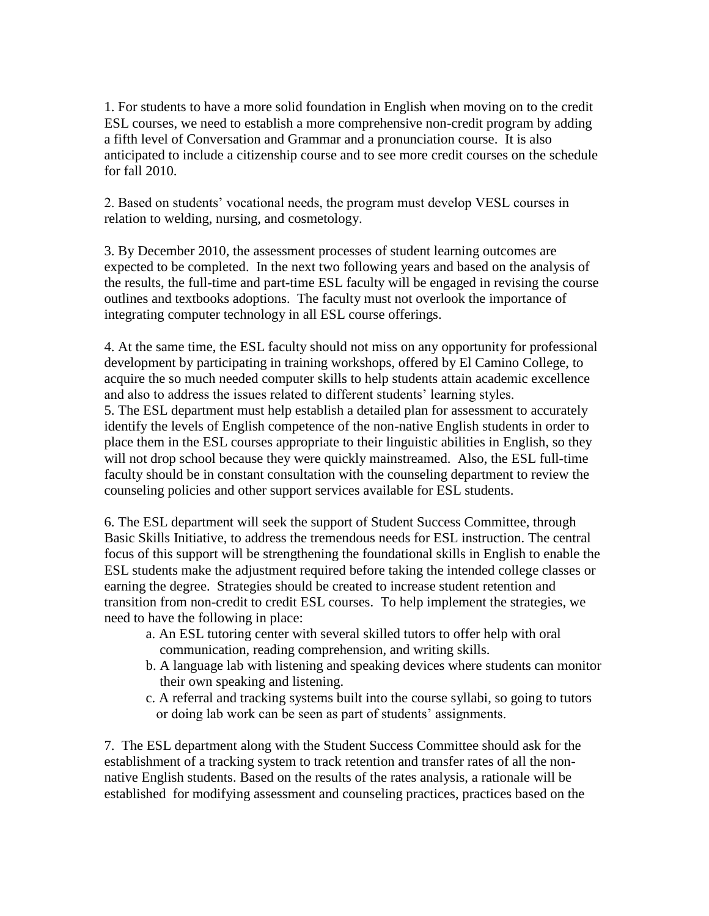1. For students to have a more solid foundation in English when moving on to the credit ESL courses, we need to establish a more comprehensive non-credit program by adding a fifth level of Conversation and Grammar and a pronunciation course. It is also anticipated to include a citizenship course and to see more credit courses on the schedule for fall 2010.

2. Based on students' vocational needs, the program must develop VESL courses in relation to welding, nursing, and cosmetology.

3. By December 2010, the assessment processes of student learning outcomes are expected to be completed. In the next two following years and based on the analysis of the results, the full-time and part-time ESL faculty will be engaged in revising the course outlines and textbooks adoptions. The faculty must not overlook the importance of integrating computer technology in all ESL course offerings.

4. At the same time, the ESL faculty should not miss on any opportunity for professional development by participating in training workshops, offered by El Camino College, to acquire the so much needed computer skills to help students attain academic excellence and also to address the issues related to different students' learning styles.

5. The ESL department must help establish a detailed plan for assessment to accurately identify the levels of English competence of the non-native English students in order to place them in the ESL courses appropriate to their linguistic abilities in English, so they will not drop school because they were quickly mainstreamed. Also, the ESL full-time faculty should be in constant consultation with the counseling department to review the counseling policies and other support services available for ESL students.

6. The ESL department will seek the support of Student Success Committee, through Basic Skills Initiative, to address the tremendous needs for ESL instruction. The central focus of this support will be strengthening the foundational skills in English to enable the ESL students make the adjustment required before taking the intended college classes or earning the degree. Strategies should be created to increase student retention and transition from non-credit to credit ESL courses. To help implement the strategies, we need to have the following in place:

   a. An ESL tutoring center with several skilled tutors to offer help with oral communication, reading comprehension, and writing skills.
   b. A language lab with listening and speaking devices where students can monitor their own speaking and listening.
   c. A referral and tracking systems built into the course syllabi, so going to tutors or doing lab work can be seen as part of students' assignments.

7. The ESL department along with the Student Success Committee should ask for the establishment of a tracking system to track retention and transfer rates of all the non-native English students. Based on the results of the rates analysis, a rationale will be established for modifying assessment and counseling practices, practices based on the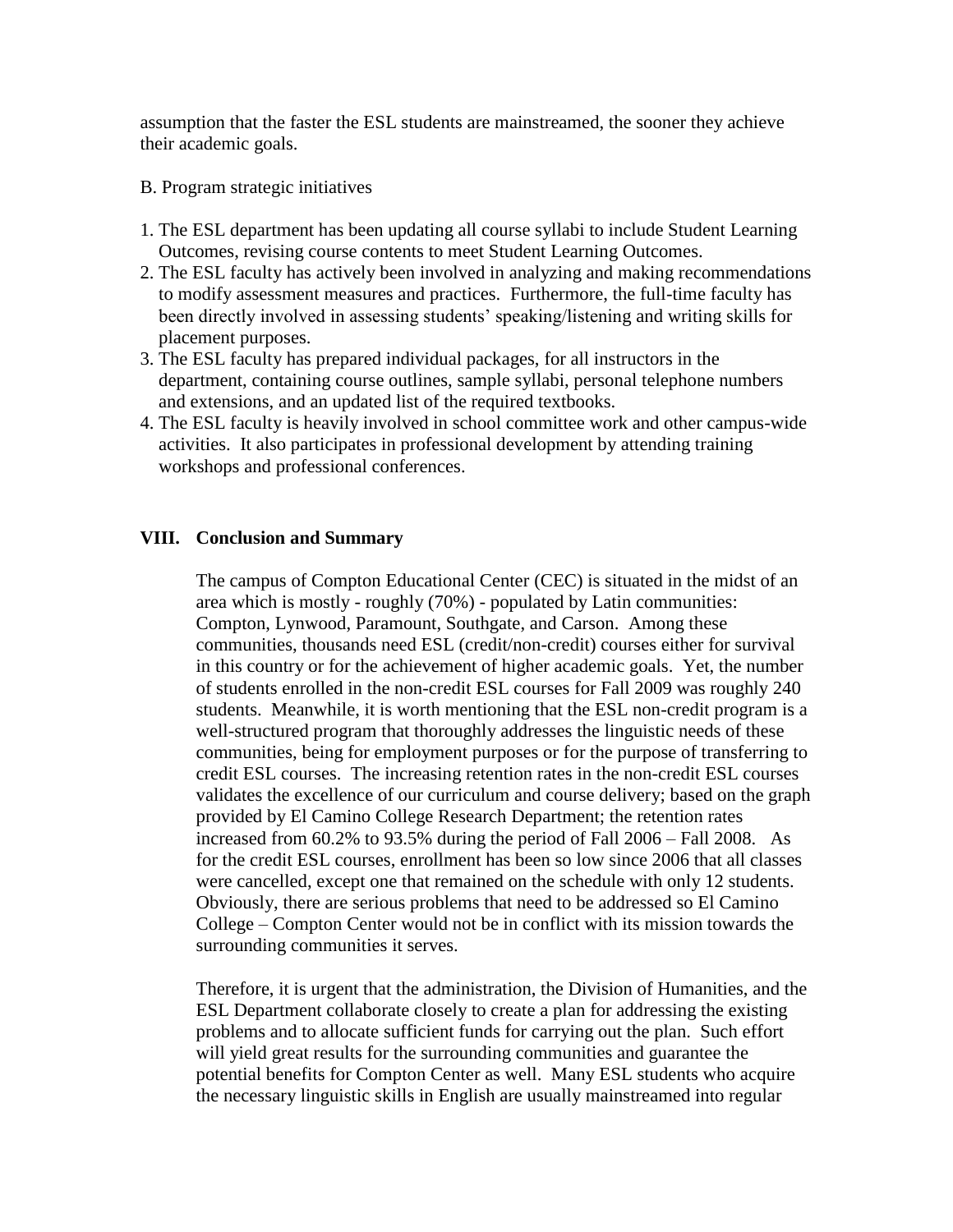assumption that the faster the ESL students are mainstreamed, the sooner they achieve their academic goals.

B. Program strategic initiatives

1. The ESL department has been updating all course syllabi to include Student Learning Outcomes, revising course contents to meet Student Learning Outcomes.
2. The ESL faculty has actively been involved in analyzing and making recommendations to modify assessment measures and practices. Furthermore, the full-time faculty has been directly involved in assessing students' speaking/listening and writing skills for placement purposes.
3. The ESL faculty has prepared individual packages, for all instructors in the department, containing course outlines, sample syllabi, personal telephone numbers and extensions, and an updated list of the required textbooks.
4. The ESL faculty is heavily involved in school committee work and other campus-wide activities. It also participates in professional development by attending training workshops and professional conferences.

## VIII. Conclusion and Summary

The campus of Compton Educational Center (CEC) is situated in the midst of an area which is mostly - roughly (70%) - populated by Latin communities: Compton, Lynwood, Paramount, Southgate, and Carson. Among these communities, thousands need ESL (credit/non-credit) courses either for survival in this country or for the achievement of higher academic goals. Yet, the number of students enrolled in the non-credit ESL courses for Fall 2009 was roughly 240 students. Meanwhile, it is worth mentioning that the ESL non-credit program is a well-structured program that thoroughly addresses the linguistic needs of these communities, being for employment purposes or for the purpose of transferring to credit ESL courses. The increasing retention rates in the non-credit ESL courses validates the excellence of our curriculum and course delivery; based on the graph provided by El Camino College Research Department; the retention rates increased from 60.2% to 93.5% during the period of Fall 2006 – Fall 2008. As for the credit ESL courses, enrollment has been so low since 2006 that all classes were cancelled, except one that remained on the schedule with only 12 students. Obviously, there are serious problems that need to be addressed so El Camino College – Compton Center would not be in conflict with its mission towards the surrounding communities it serves.

Therefore, it is urgent that the administration, the Division of Humanities, and the ESL Department collaborate closely to create a plan for addressing the existing problems and to allocate sufficient funds for carrying out the plan. Such effort will yield great results for the surrounding communities and guarantee the potential benefits for Compton Center as well. Many ESL students who acquire the necessary linguistic skills in English are usually mainstreamed into regular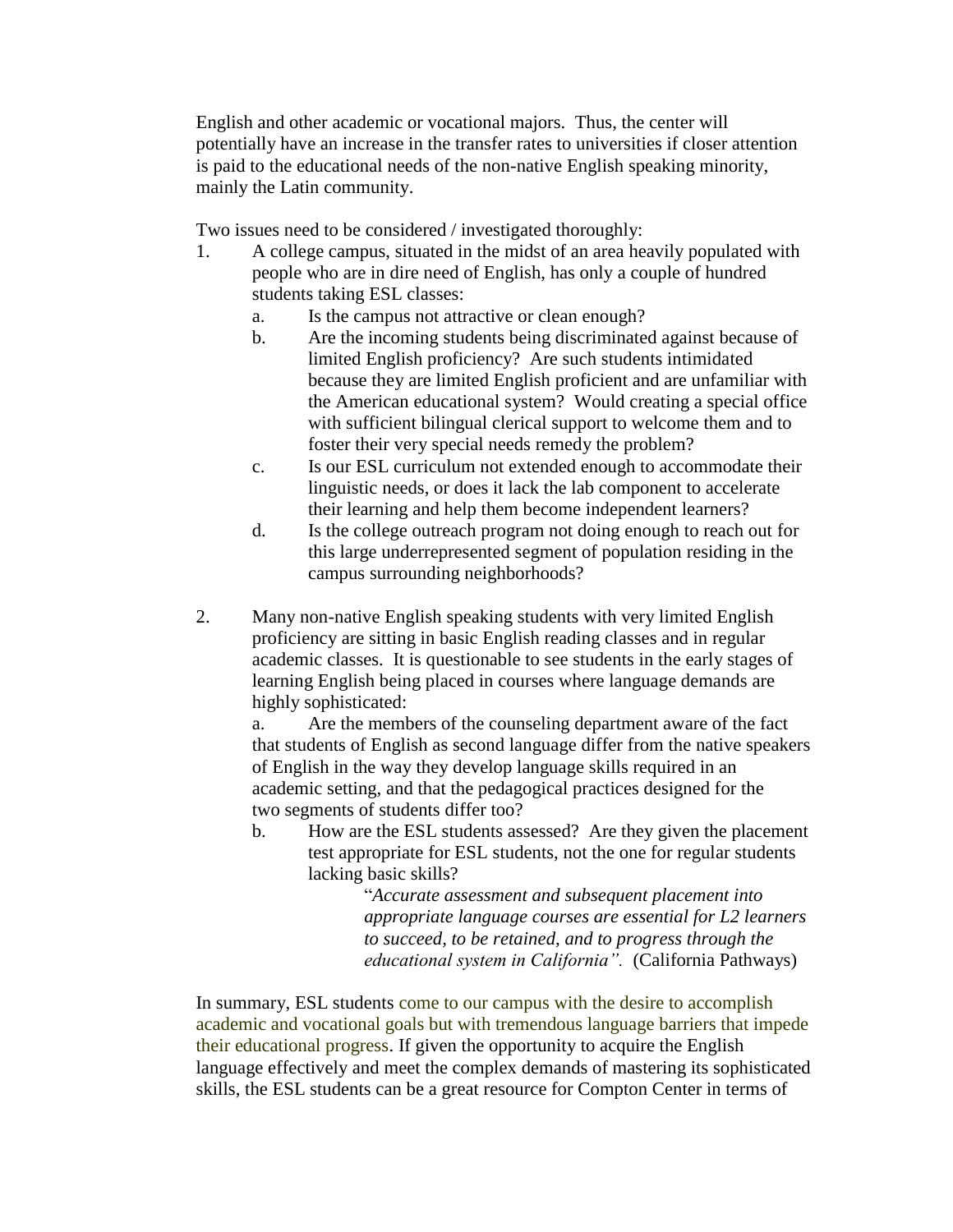English and other academic or vocational majors. Thus, the center will potentially have an increase in the transfer rates to universities if closer attention is paid to the educational needs of the non-native English speaking minority, mainly the Latin community.

Two issues need to be considered / investigated thoroughly:

1. A college campus, situated in the midst of an area heavily populated with people who are in dire need of English, has only a couple of hundred students taking ESL classes:
   a. Is the campus not attractive or clean enough?
   b. Are the incoming students being discriminated against because of limited English proficiency? Are such students intimidated because they are limited English proficient and are unfamiliar with the American educational system? Would creating a special office with sufficient bilingual clerical support to welcome them and to foster their very special needs remedy the problem?
   c. Is our ESL curriculum not extended enough to accommodate their linguistic needs, or does it lack the lab component to accelerate their learning and help them become independent learners?
   d. Is the college outreach program not doing enough to reach out for this large underrepresented segment of population residing in the campus surrounding neighborhoods?

2. Many non-native English speaking students with very limited English proficiency are sitting in basic English reading classes and in regular academic classes. It is questionable to see students in the early stages of learning English being placed in courses where language demands are highly sophisticated:
   a. Are the members of the counseling department aware of the fact that students of English as second language differ from the native speakers of English in the way they develop language skills required in an academic setting, and that the pedagogical practices designed for the two segments of students differ too?
   b. How are the ESL students assessed? Are they given the placement test appropriate for ESL students, not the one for regular students lacking basic skills?

      "*Accurate assessment and subsequent placement into appropriate language courses are essential for L2 learners to succeed, to be retained, and to progress through the educational system in California".* (California Pathways)

In summary, ESL students come to our campus with the desire to accomplish academic and vocational goals but with tremendous language barriers that impede their educational progress. If given the opportunity to acquire the English language effectively and meet the complex demands of mastering its sophisticated skills, the ESL students can be a great resource for Compton Center in terms of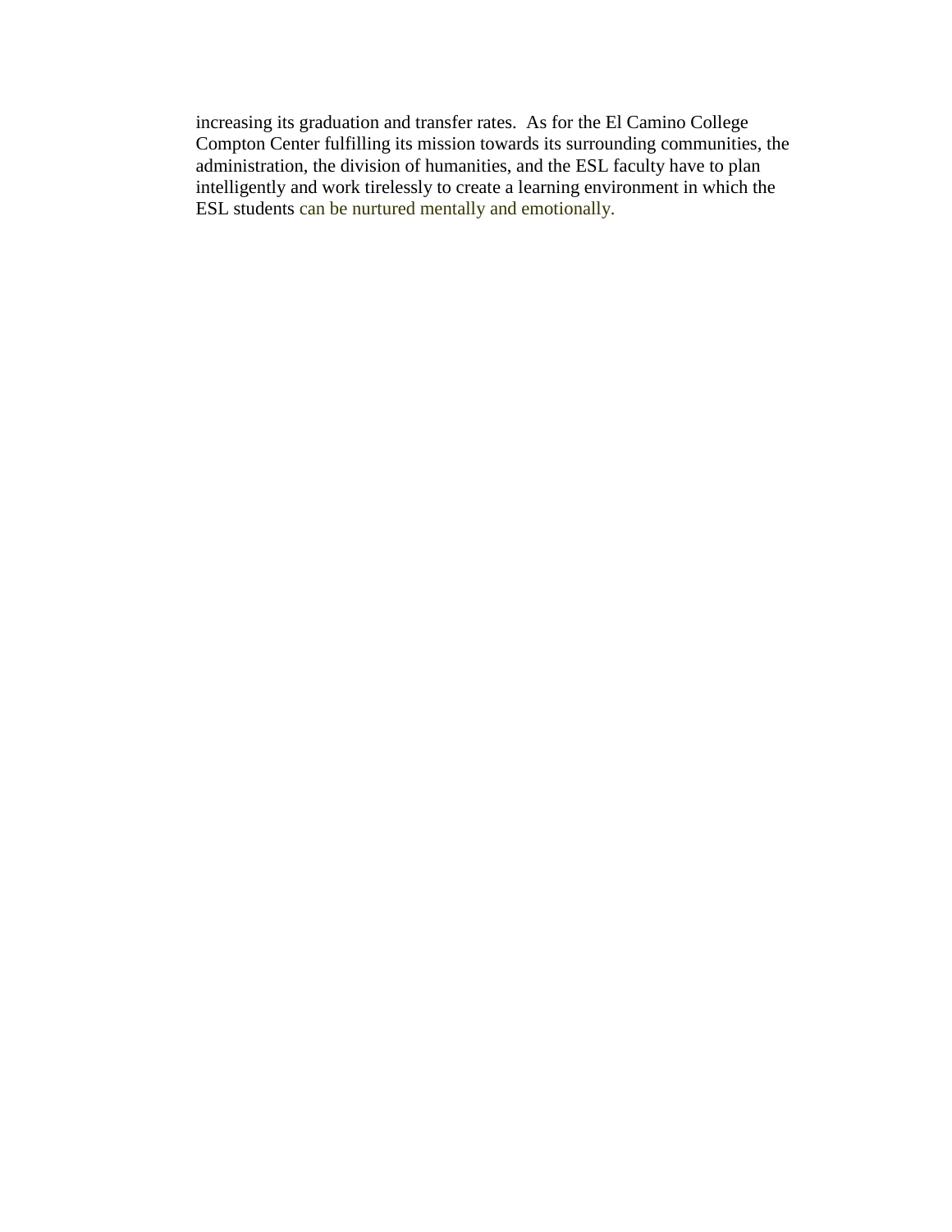increasing its graduation and transfer rates.  As for the El Camino College Compton Center fulfilling its mission towards its surrounding communities, the administration, the division of humanities, and the ESL faculty have to plan intelligently and work tirelessly to create a learning environment in which the ESL students can be nurtured mentally and emotionally.